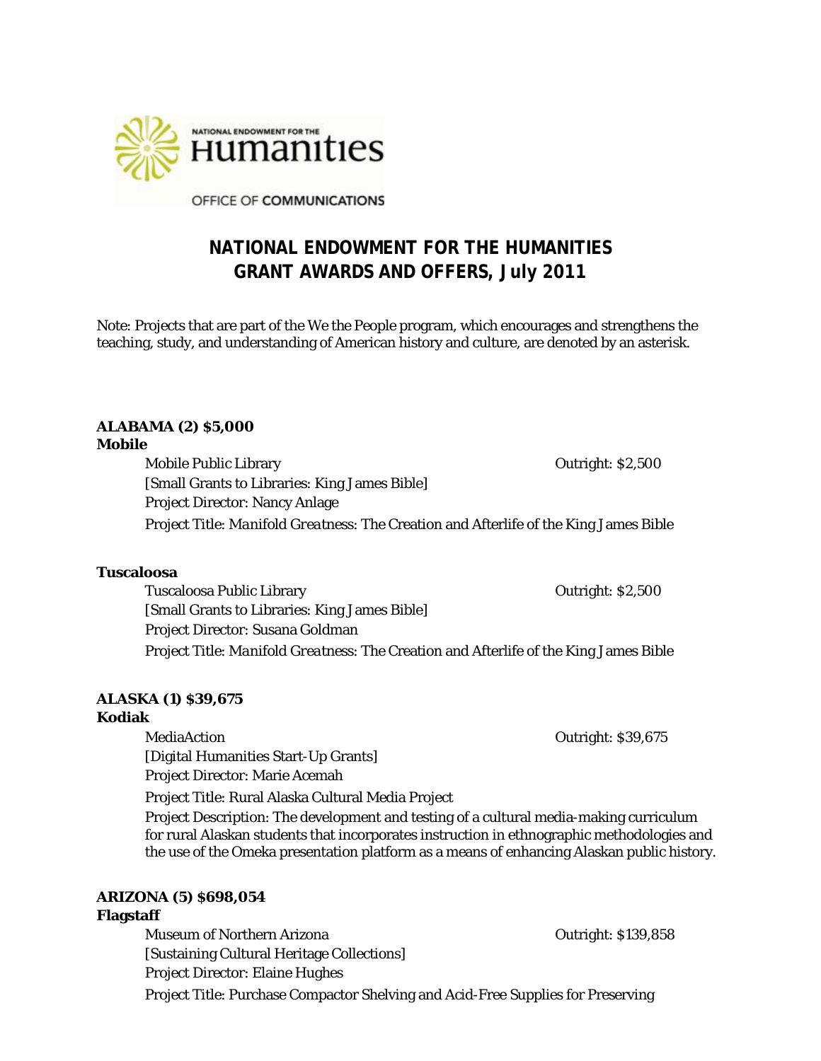NATIONAL ENDOWMENT FOR THE Humanities

OFFICE OF COMMUNICATIONS

# NATIONAL ENDOWMENT FOR THE HUMANITIES GRANT AWARDS AND OFFERS, July 2011

Note: Projects that are part of the We the People program, which encourages and strengthens the teaching, study, and understanding of American history and culture, are denoted by an asterisk.

## ALABAMA (2) $5,000

### Mobile

Mobile Public Library — Outright: $2,500
[Small Grants to Libraries: King James Bible]
Project Director: Nancy Anlage
Project Title: *Manifold Greatness*: The Creation and Afterlife of the King James Bible

### Tuscaloosa

Tuscaloosa Public Library — Outright: $2,500
[Small Grants to Libraries: King James Bible]
Project Director: Susana Goldman
Project Title: *Manifold Greatness*: The Creation and Afterlife of the King James Bible

## ALASKA (1) $39,675

### Kodiak

MediaAction — Outright: $39,675
[Digital Humanities Start-Up Grants]
Project Director: Marie Acemah
Project Title: Rural Alaska Cultural Media Project
Project Description: The development and testing of a cultural media-making curriculum for rural Alaskan students that incorporates instruction in ethnographic methodologies and the use of the Omeka presentation platform as a means of enhancing Alaskan public history.

## ARIZONA (5) $698,054

### Flagstaff

Museum of Northern Arizona — Outright: $139,858
[Sustaining Cultural Heritage Collections]
Project Director: Elaine Hughes
Project Title: Purchase Compactor Shelving and Acid-Free Supplies for Preserving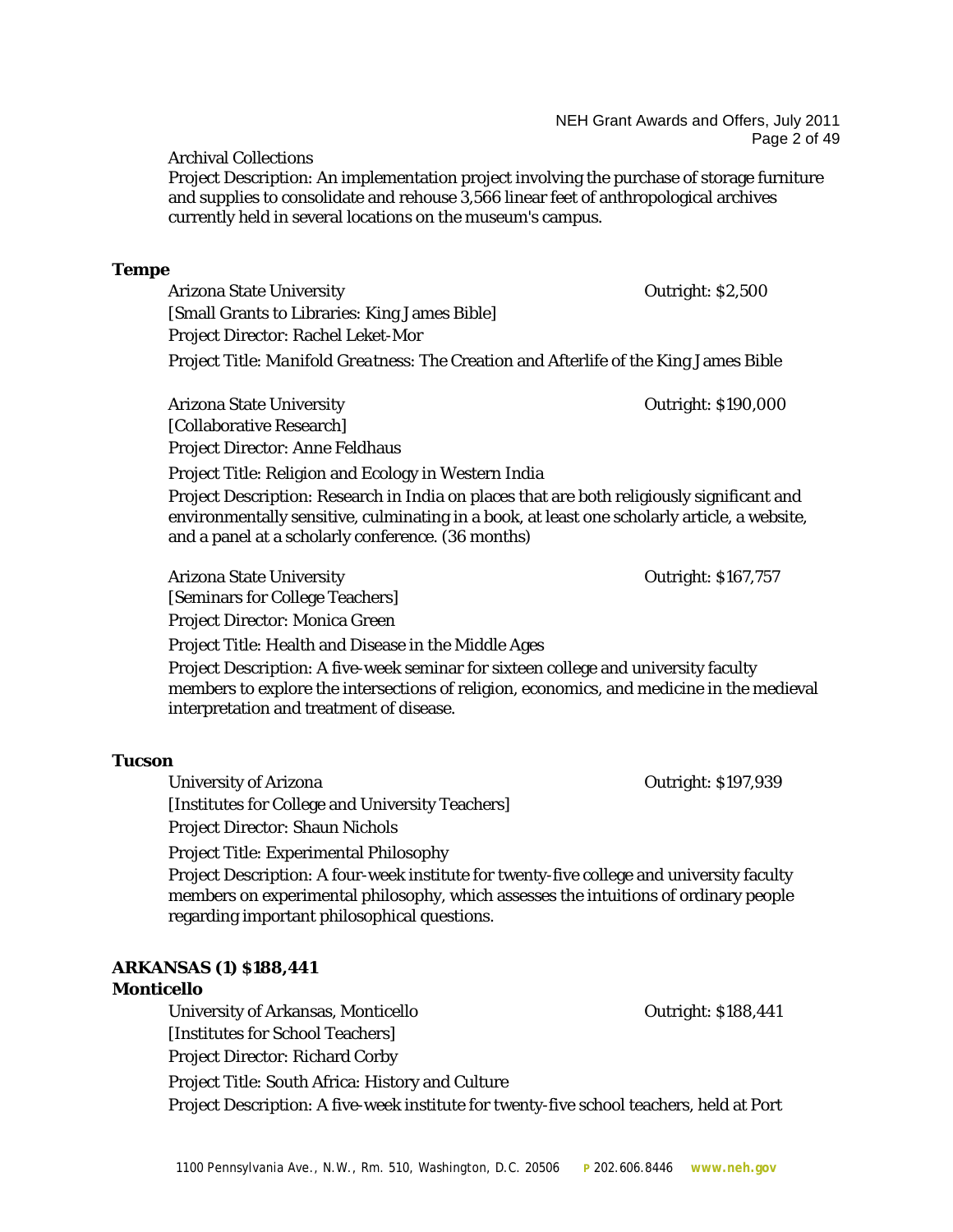Archival Collections

Project Description: An implementation project involving the purchase of storage furniture and supplies to consolidate and rehouse 3,566 linear feet of anthropological archives currently held in several locations on the museum's campus.

**Tempe**

Arizona State University — Outright: $2,500

[Small Grants to Libraries: King James Bible]

Project Director: Rachel Leket-Mor

Project Title: *Manifold Greatness*: The Creation and Afterlife of the King James Bible

Arizona State University — Outright: $190,000

[Collaborative Research]

Project Director: Anne Feldhaus

Project Title: Religion and Ecology in Western India

Project Description: Research in India on places that are both religiously significant and environmentally sensitive, culminating in a book, at least one scholarly article, a website, and a panel at a scholarly conference. (36 months)

Arizona State University — Outright: $167,757

[Seminars for College Teachers]

Project Director: Monica Green

Project Title: Health and Disease in the Middle Ages

Project Description: A five-week seminar for sixteen college and university faculty members to explore the intersections of religion, economics, and medicine in the medieval interpretation and treatment of disease.

**Tucson**

University of Arizona — Outright: $197,939

[Institutes for College and University Teachers]

Project Director: Shaun Nichols

Project Title: Experimental Philosophy

Project Description: A four-week institute for twenty-five college and university faculty members on experimental philosophy, which assesses the intuitions of ordinary people regarding important philosophical questions.

**ARKANSAS (1) $188,441**

**Monticello**

University of Arkansas, Monticello — Outright: $188,441

[Institutes for School Teachers]

Project Director: Richard Corby

Project Title: South Africa: History and Culture

Project Description: A five-week institute for twenty-five school teachers, held at Port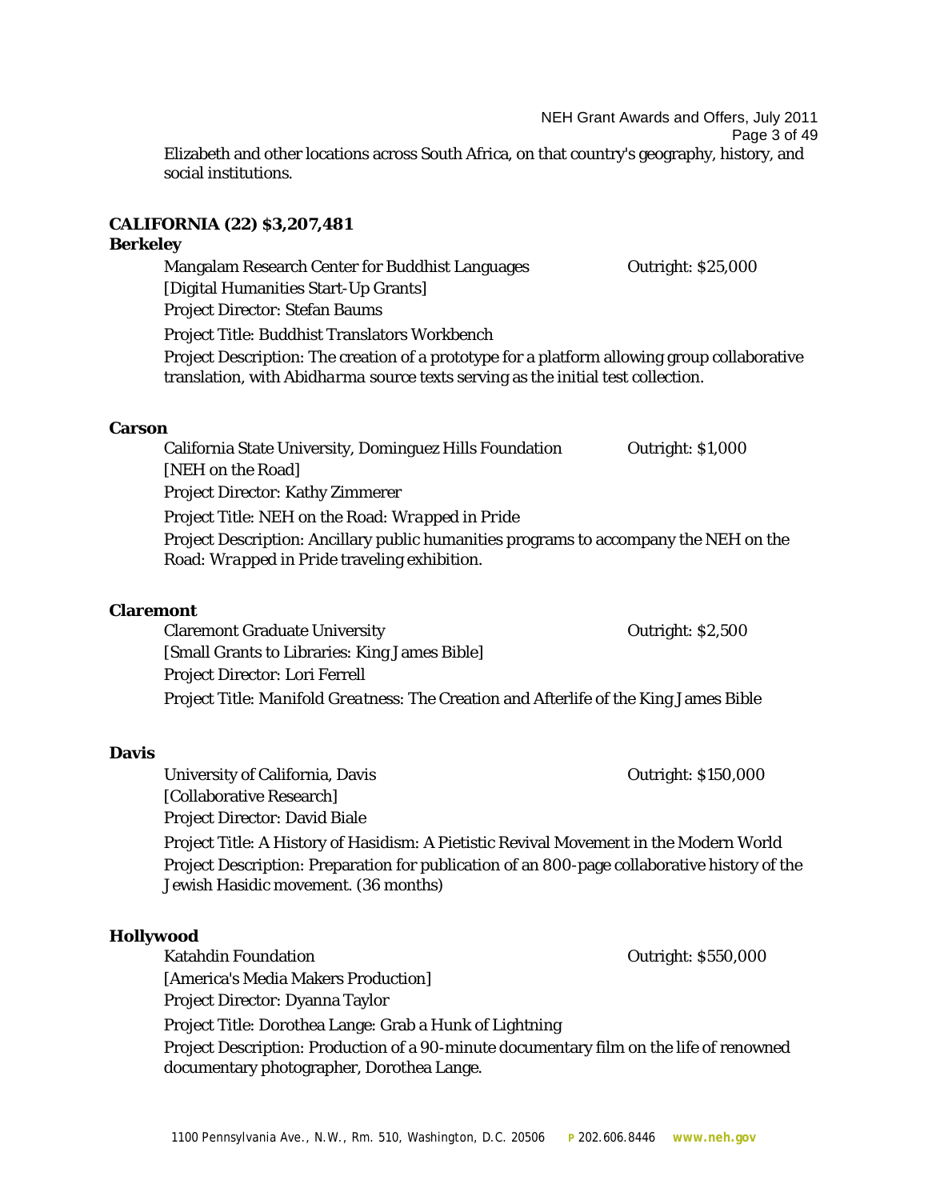Elizabeth and other locations across South Africa, on that country's geography, history, and social institutions.

**CALIFORNIA (22) $3,207,481**

**Berkeley**

Mangalam Research Center for Buddhist Languages — Outright: $25,000
[Digital Humanities Start-Up Grants]
Project Director: Stefan Baums
Project Title: Buddhist Translators Workbench
Project Description: The creation of a prototype for a platform allowing group collaborative translation, with *Abidharma* source texts serving as the initial test collection.

**Carson**

California State University, Dominguez Hills Foundation — Outright: $1,000
[NEH on the Road]
Project Director: Kathy Zimmerer
Project Title: NEH on the Road: *Wrapped in Pride*
Project Description: Ancillary public humanities programs to accompany the NEH on the Road: *Wrapped in Pride* traveling exhibition.

**Claremont**

Claremont Graduate University — Outright: $2,500
[Small Grants to Libraries: King James Bible]
Project Director: Lori Ferrell
Project Title: *Manifold Greatness*: The Creation and Afterlife of the King James Bible

**Davis**

University of California, Davis — Outright: $150,000
[Collaborative Research]
Project Director: David Biale
Project Title: A History of Hasidism: A Pietistic Revival Movement in the Modern World
Project Description: Preparation for publication of an 800-page collaborative history of the Jewish Hasidic movement. (36 months)

**Hollywood**

Katahdin Foundation — Outright: $550,000
[America's Media Makers Production]
Project Director: Dyanna Taylor
Project Title: Dorothea Lange: Grab a Hunk of Lightning
Project Description: Production of a 90-minute documentary film on the life of renowned documentary photographer, Dorothea Lange.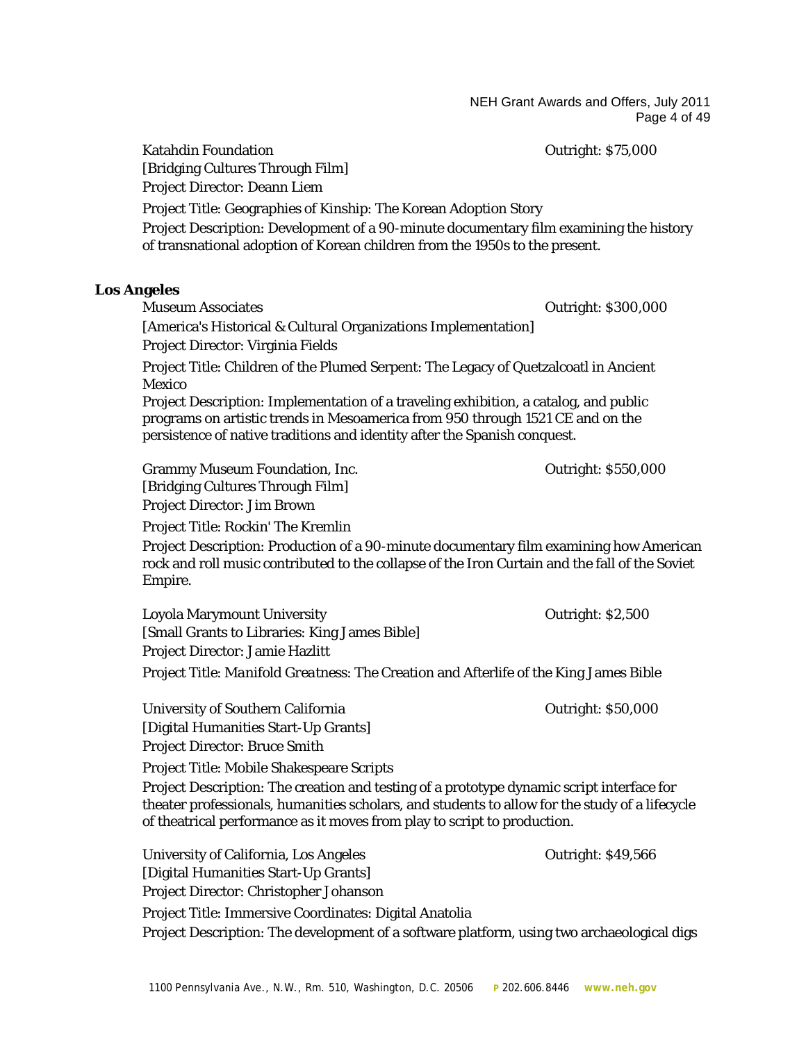Katahdin Foundation — Outright: $75,000
[Bridging Cultures Through Film]
Project Director: Deann Liem

Project Title: Geographies of Kinship: The Korean Adoption Story

Project Description: Development of a 90-minute documentary film examining the history of transnational adoption of Korean children from the 1950s to the present.

**Los Angeles**

Museum Associates — Outright: $300,000
[America's Historical & Cultural Organizations Implementation]
Project Director: Virginia Fields

Project Title: Children of the Plumed Serpent: The Legacy of Quetzalcoatl in Ancient Mexico

Project Description: Implementation of a traveling exhibition, a catalog, and public programs on artistic trends in Mesoamerica from 950 through 1521 CE and on the persistence of native traditions and identity after the Spanish conquest.

Grammy Museum Foundation, Inc. — Outright: $550,000
[Bridging Cultures Through Film]
Project Director: Jim Brown

Project Title: Rockin' The Kremlin

Project Description: Production of a 90-minute documentary film examining how American rock and roll music contributed to the collapse of the Iron Curtain and the fall of the Soviet Empire.

Loyola Marymount University — Outright: $2,500
[Small Grants to Libraries: King James Bible]
Project Director: Jamie Hazlitt

Project Title: *Manifold Greatness*: The Creation and Afterlife of the King James Bible

University of Southern California — Outright: $50,000
[Digital Humanities Start-Up Grants]
Project Director: Bruce Smith

Project Title: Mobile Shakespeare Scripts

Project Description: The creation and testing of a prototype dynamic script interface for theater professionals, humanities scholars, and students to allow for the study of a lifecycle of theatrical performance as it moves from play to script to production.

University of California, Los Angeles — Outright: $49,566
[Digital Humanities Start-Up Grants]
Project Director: Christopher Johanson

Project Title: Immersive Coordinates: Digital Anatolia

Project Description: The development of a software platform, using two archaeological digs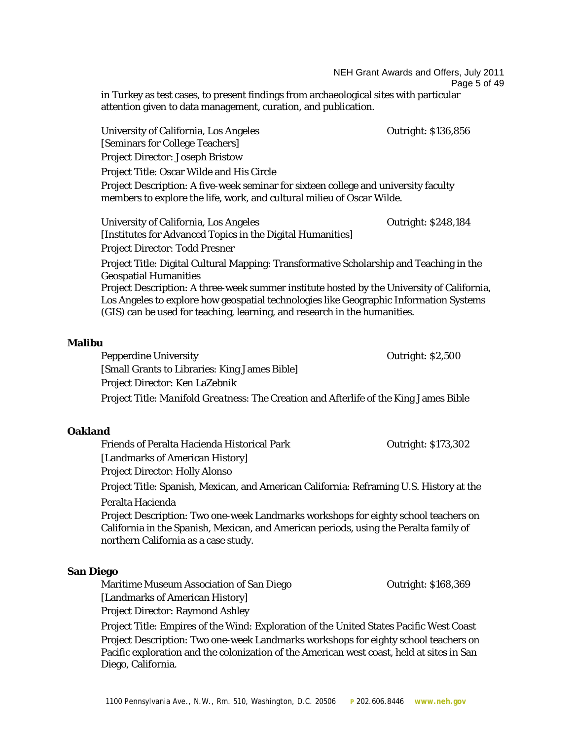in Turkey as test cases, to present findings from archaeological sites with particular attention given to data management, curation, and publication.

University of California, Los Angeles — Outright: $136,856
[Seminars for College Teachers]
Project Director: Joseph Bristow
Project Title: Oscar Wilde and His Circle
Project Description: A five-week seminar for sixteen college and university faculty members to explore the life, work, and cultural milieu of Oscar Wilde.

University of California, Los Angeles — Outright: $248,184
[Institutes for Advanced Topics in the Digital Humanities]
Project Director: Todd Presner
Project Title: Digital Cultural Mapping: Transformative Scholarship and Teaching in the Geospatial Humanities
Project Description: A three-week summer institute hosted by the University of California, Los Angeles to explore how geospatial technologies like Geographic Information Systems (GIS) can be used for teaching, learning, and research in the humanities.

**Malibu**

Pepperdine University — Outright: $2,500
[Small Grants to Libraries: King James Bible]
Project Director: Ken LaZebnik
Project Title: *Manifold Greatness*: The Creation and Afterlife of the King James Bible

**Oakland**

Friends of Peralta Hacienda Historical Park — Outright: $173,302
[Landmarks of American History]
Project Director: Holly Alonso
Project Title: Spanish, Mexican, and American California: Reframing U.S. History at the Peralta Hacienda
Project Description: Two one-week Landmarks workshops for eighty school teachers on California in the Spanish, Mexican, and American periods, using the Peralta family of northern California as a case study.

**San Diego**

Maritime Museum Association of San Diego — Outright: $168,369
[Landmarks of American History]
Project Director: Raymond Ashley
Project Title: Empires of the Wind: Exploration of the United States Pacific West Coast
Project Description: Two one-week Landmarks workshops for eighty school teachers on Pacific exploration and the colonization of the American west coast, held at sites in San Diego, California.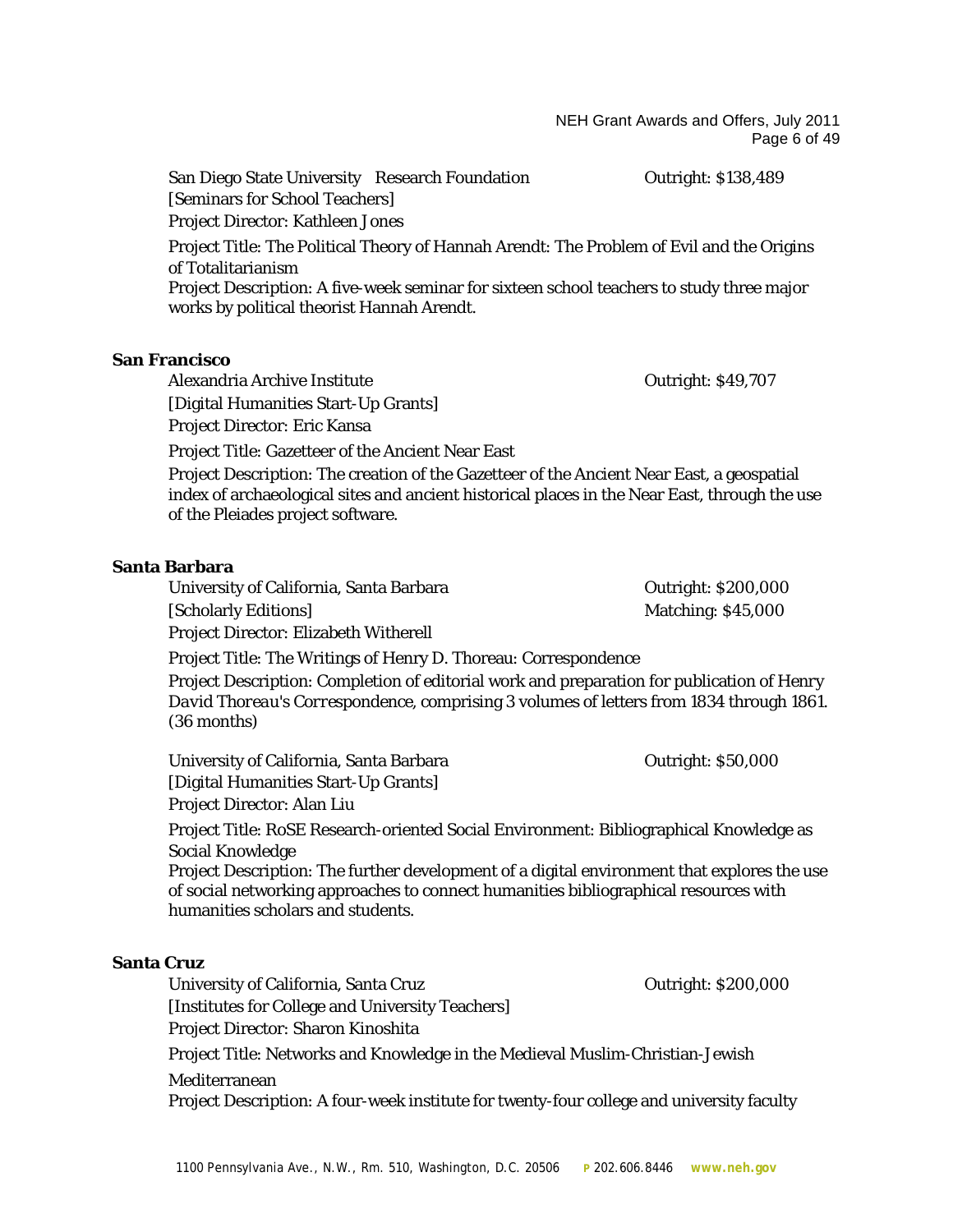San Diego State University Research Foundation — Outright: $138,489
[Seminars for School Teachers]
Project Director: Kathleen Jones

Project Title: The Political Theory of Hannah Arendt: The Problem of Evil and the Origins of Totalitarianism
Project Description: A five-week seminar for sixteen school teachers to study three major works by political theorist Hannah Arendt.

**San Francisco**

Alexandria Archive Institute — Outright: $49,707
[Digital Humanities Start-Up Grants]
Project Director: Eric Kansa

Project Title: Gazetteer of the Ancient Near East

Project Description: The creation of the Gazetteer of the Ancient Near East, a geospatial index of archaeological sites and ancient historical places in the Near East, through the use of the Pleiades project software.

**Santa Barbara**

University of California, Santa Barbara — Outright: $200,000
[Scholarly Editions] — Matching: $45,000
Project Director: Elizabeth Witherell

Project Title: The Writings of Henry D. Thoreau: Correspondence

Project Description: Completion of editorial work and preparation for publication of Henry David Thoreau's Correspondence, comprising 3 volumes of letters from 1834 through 1861. (36 months)

University of California, Santa Barbara — Outright: $50,000
[Digital Humanities Start-Up Grants]
Project Director: Alan Liu

Project Title: RoSE Research-oriented Social Environment: Bibliographical Knowledge as Social Knowledge
Project Description: The further development of a digital environment that explores the use of social networking approaches to connect humanities bibliographical resources with humanities scholars and students.

**Santa Cruz**

University of California, Santa Cruz — Outright: $200,000
[Institutes for College and University Teachers]
Project Director: Sharon Kinoshita

Project Title: Networks and Knowledge in the Medieval Muslim-Christian-Jewish Mediterranean
Project Description: A four-week institute for twenty-four college and university faculty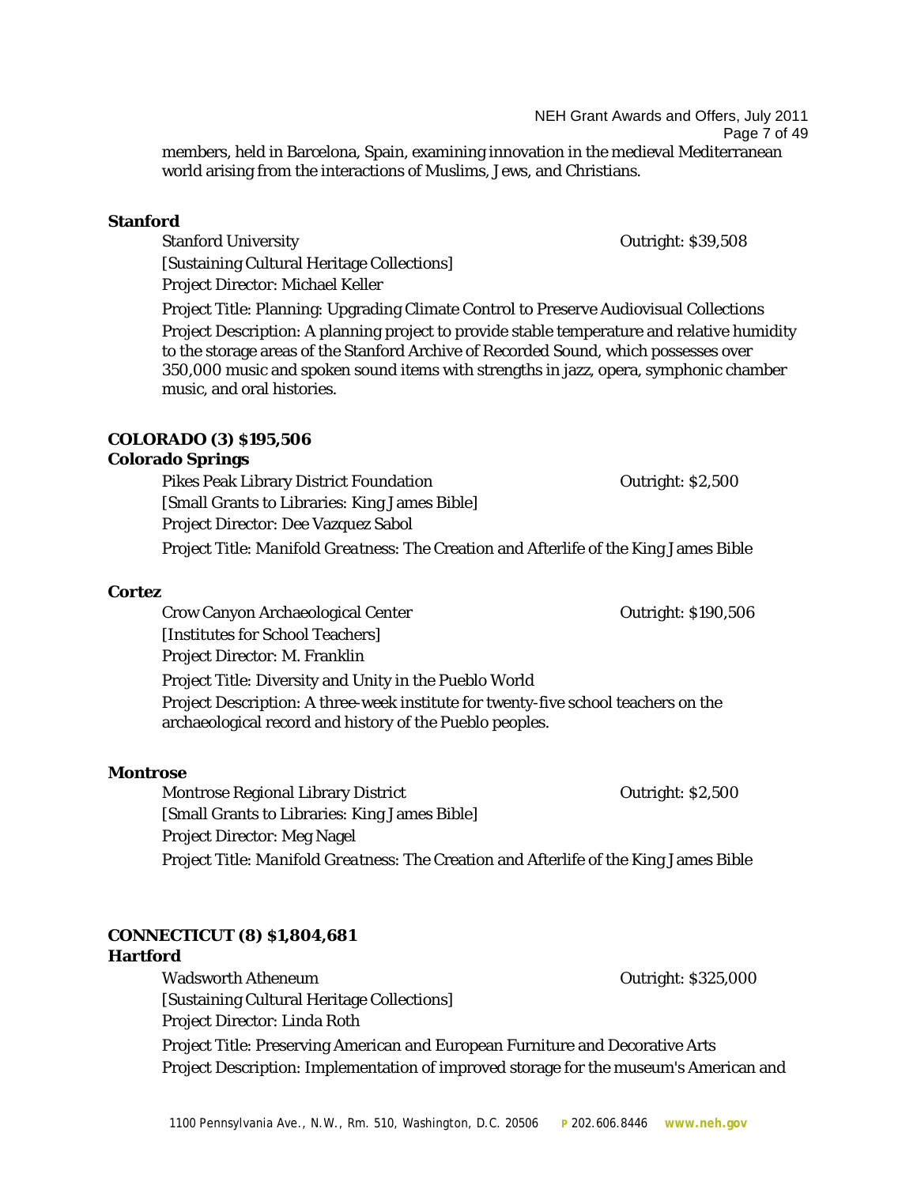members, held in Barcelona, Spain, examining innovation in the medieval Mediterranean world arising from the interactions of Muslims, Jews, and Christians.

**Stanford**

Stanford University — Outright: $39,508
[Sustaining Cultural Heritage Collections]
Project Director: Michael Keller
Project Title: Planning: Upgrading Climate Control to Preserve Audiovisual Collections
Project Description: A planning project to provide stable temperature and relative humidity to the storage areas of the Stanford Archive of Recorded Sound, which possesses over 350,000 music and spoken sound items with strengths in jazz, opera, symphonic chamber music, and oral histories.

## COLORADO (3) $195,506

**Colorado Springs**

Pikes Peak Library District Foundation — Outright: $2,500
[Small Grants to Libraries: King James Bible]
Project Director: Dee Vazquez Sabol
Project Title: *Manifold Greatness:* The Creation and Afterlife of the King James Bible

**Cortez**

Crow Canyon Archaeological Center — Outright: $190,506
[Institutes for School Teachers]
Project Director: M. Franklin
Project Title: Diversity and Unity in the Pueblo World
Project Description: A three-week institute for twenty-five school teachers on the archaeological record and history of the Pueblo peoples.

**Montrose**

Montrose Regional Library District — Outright: $2,500
[Small Grants to Libraries: King James Bible]
Project Director: Meg Nagel
Project Title: *Manifold Greatness:* The Creation and Afterlife of the King James Bible

## CONNECTICUT (8) $1,804,681

**Hartford**

Wadsworth Atheneum — Outright: $325,000
[Sustaining Cultural Heritage Collections]
Project Director: Linda Roth
Project Title: Preserving American and European Furniture and Decorative Arts
Project Description: Implementation of improved storage for the museum's American and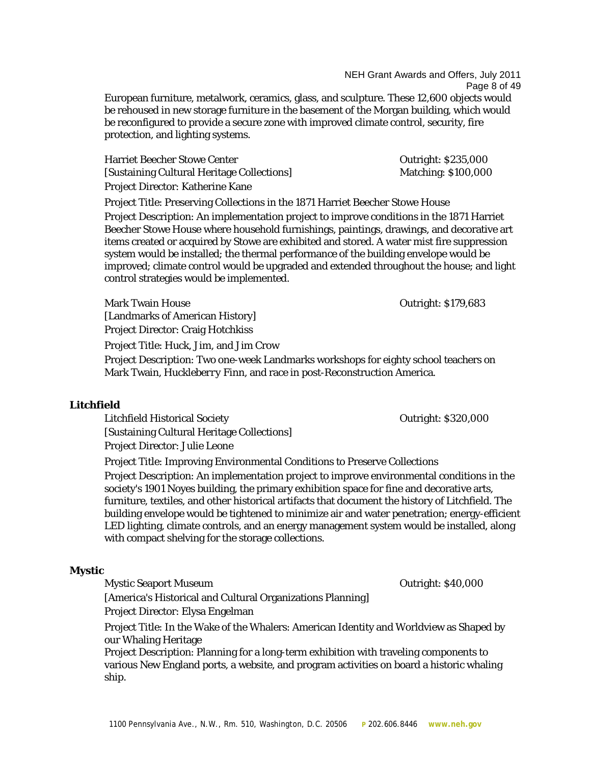European furniture, metalwork, ceramics, glass, and sculpture. These 12,600 objects would be rehoused in new storage furniture in the basement of the Morgan building, which would be reconfigured to provide a secure zone with improved climate control, security, fire protection, and lighting systems.

Harriet Beecher Stowe Center — Outright: $235,000
[Sustaining Cultural Heritage Collections] — Matching: $100,000
Project Director: Katherine Kane

Project Title: Preserving Collections in the 1871 Harriet Beecher Stowe House

Project Description: An implementation project to improve conditions in the 1871 Harriet Beecher Stowe House where household furnishings, paintings, drawings, and decorative art items created or acquired by Stowe are exhibited and stored. A water mist fire suppression system would be installed; the thermal performance of the building envelope would be improved; climate control would be upgraded and extended throughout the house; and light control strategies would be implemented.

Mark Twain House — Outright: $179,683
[Landmarks of American History]
Project Director: Craig Hotchkiss

Project Title: Huck, Jim, and Jim Crow

Project Description: Two one-week Landmarks workshops for eighty school teachers on Mark Twain, Huckleberry Finn, and race in post-Reconstruction America.

## Litchfield

Litchfield Historical Society — Outright: $320,000
[Sustaining Cultural Heritage Collections]
Project Director: Julie Leone

Project Title: Improving Environmental Conditions to Preserve Collections

Project Description: An implementation project to improve environmental conditions in the society's 1901 Noyes building, the primary exhibition space for fine and decorative arts, furniture, textiles, and other historical artifacts that document the history of Litchfield. The building envelope would be tightened to minimize air and water penetration; energy-efficient LED lighting, climate controls, and an energy management system would be installed, along with compact shelving for the storage collections.

## Mystic

Mystic Seaport Museum — Outright: $40,000
[America's Historical and Cultural Organizations Planning]
Project Director: Elysa Engelman

Project Title: In the Wake of the Whalers: American Identity and Worldview as Shaped by our Whaling Heritage

Project Description: Planning for a long-term exhibition with traveling components to various New England ports, a website, and program activities on board a historic whaling ship.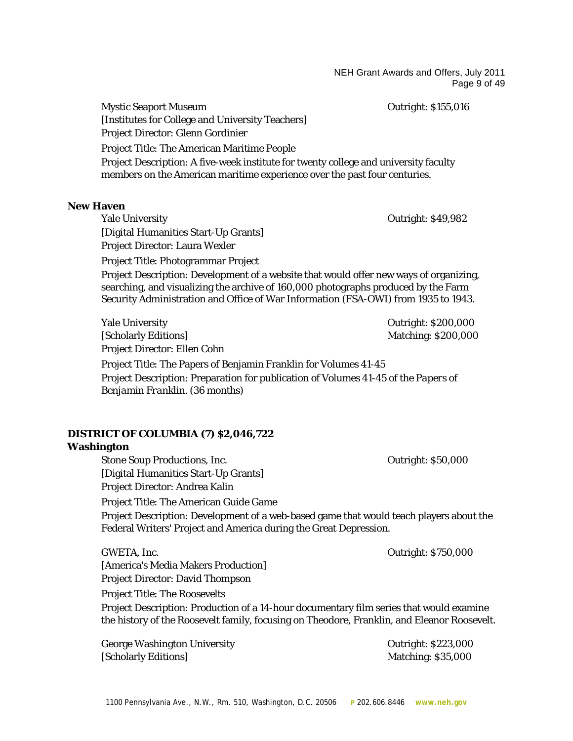Mystic Seaport Museum — Outright: $155,016
[Institutes for College and University Teachers]
Project Director: Glenn Gordinier
Project Title: The American Maritime People
Project Description: A five-week institute for twenty college and university faculty members on the American maritime experience over the past four centuries.

**New Haven**

Yale University — Outright: $49,982
[Digital Humanities Start-Up Grants]
Project Director: Laura Wexler
Project Title: Photogrammar Project
Project Description: Development of a website that would offer new ways of organizing, searching, and visualizing the archive of 160,000 photographs produced by the Farm Security Administration and Office of War Information (FSA-OWI) from 1935 to 1943.

Yale University — Outright: $200,000
[Scholarly Editions] — Matching: $200,000
Project Director: Ellen Cohn
Project Title: The Papers of Benjamin Franklin for Volumes 41-45
Project Description: Preparation for publication of Volumes 41-45 of the *Papers of Benjamin Franklin*. (36 months)

**DISTRICT OF COLUMBIA (7) $2,046,722**

**Washington**

Stone Soup Productions, Inc. — Outright: $50,000
[Digital Humanities Start-Up Grants]
Project Director: Andrea Kalin
Project Title: The American Guide Game
Project Description: Development of a web-based game that would teach players about the Federal Writers' Project and America during the Great Depression.

GWETA, Inc. — Outright: $750,000
[America's Media Makers Production]
Project Director: David Thompson
Project Title: The Roosevelts
Project Description: Production of a 14-hour documentary film series that would examine the history of the Roosevelt family, focusing on Theodore, Franklin, and Eleanor Roosevelt.

George Washington University — Outright: $223,000
[Scholarly Editions] — Matching: $35,000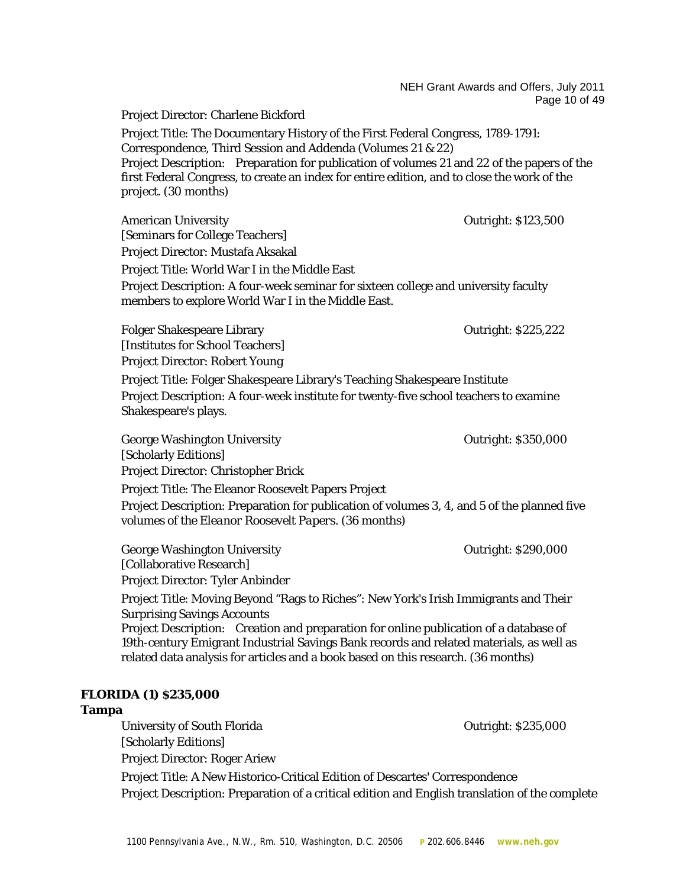Project Director: Charlene Bickford

Project Title: The Documentary History of the First Federal Congress, 1789-1791: Correspondence, Third Session and Addenda (Volumes 21 & 22)
Project Description: Preparation for publication of volumes 21 and 22 of the papers of the first Federal Congress, to create an index for entire edition, and to close the work of the project. (30 months)

American University — Outright: $123,500
[Seminars for College Teachers]
Project Director: Mustafa Aksakal
Project Title: World War I in the Middle East
Project Description: A four-week seminar for sixteen college and university faculty members to explore World War I in the Middle East.

Folger Shakespeare Library — Outright: $225,222
[Institutes for School Teachers]
Project Director: Robert Young
Project Title: Folger Shakespeare Library's Teaching Shakespeare Institute
Project Description: A four-week institute for twenty-five school teachers to examine Shakespeare's plays.

George Washington University — Outright: $350,000
[Scholarly Editions]
Project Director: Christopher Brick
Project Title: The Eleanor Roosevelt Papers Project
Project Description: Preparation for publication of volumes 3, 4, and 5 of the planned five volumes of the *Eleanor Roosevelt Papers*. (36 months)

George Washington University — Outright: $290,000
[Collaborative Research]
Project Director: Tyler Anbinder
Project Title: Moving Beyond "Rags to Riches": New York's Irish Immigrants and Their Surprising Savings Accounts
Project Description: Creation and preparation for online publication of a database of 19th-century Emigrant Industrial Savings Bank records and related materials, as well as related data analysis for articles and a book based on this research. (36 months)

**FLORIDA (1) $235,000**

**Tampa**

University of South Florida — Outright: $235,000
[Scholarly Editions]
Project Director: Roger Ariew
Project Title: A New Historico-Critical Edition of Descartes' Correspondence
Project Description: Preparation of a critical edition and English translation of the complete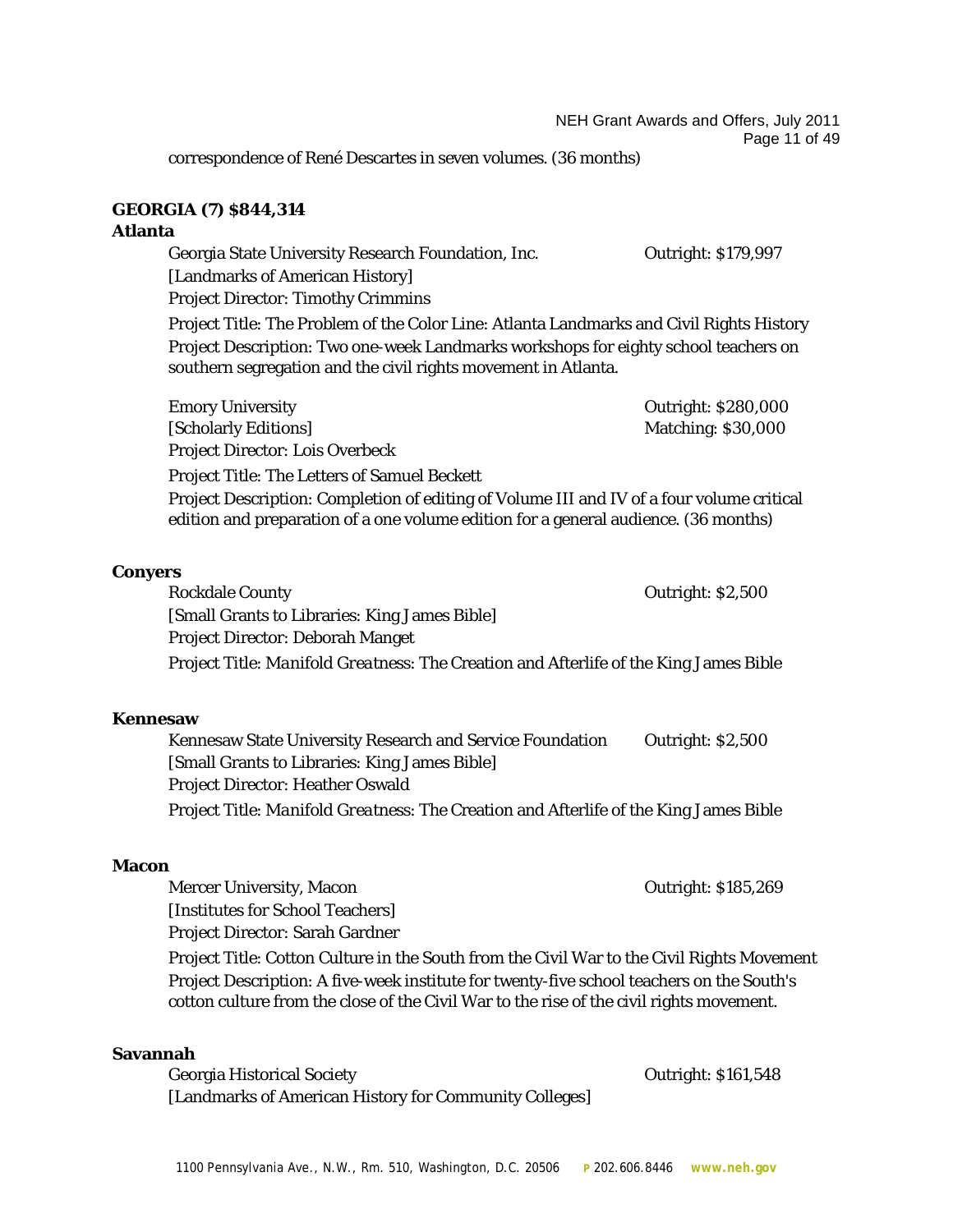correspondence of René Descartes in seven volumes. (36 months)

**GEORGIA (7) $844,314**

**Atlanta**

Georgia State University Research Foundation, Inc. Outright: $179,997
[Landmarks of American History]
Project Director: Timothy Crimmins
Project Title: The Problem of the Color Line: Atlanta Landmarks and Civil Rights History
Project Description: Two one-week Landmarks workshops for eighty school teachers on southern segregation and the civil rights movement in Atlanta.

Emory University Outright: $280,000
[Scholarly Editions] Matching: $30,000
Project Director: Lois Overbeck
Project Title: The Letters of Samuel Beckett
Project Description: Completion of editing of Volume III and IV of a four volume critical edition and preparation of a one volume edition for a general audience. (36 months)

**Conyers**

Rockdale County Outright: $2,500
[Small Grants to Libraries: King James Bible]
Project Director: Deborah Manget
Project Title: *Manifold Greatness*: The Creation and Afterlife of the King James Bible

**Kennesaw**

Kennesaw State University Research and Service Foundation Outright: $2,500
[Small Grants to Libraries: King James Bible]
Project Director: Heather Oswald
Project Title: *Manifold Greatness*: The Creation and Afterlife of the King James Bible

**Macon**

Mercer University, Macon Outright: $185,269
[Institutes for School Teachers]
Project Director: Sarah Gardner
Project Title: Cotton Culture in the South from the Civil War to the Civil Rights Movement
Project Description: A five-week institute for twenty-five school teachers on the South's cotton culture from the close of the Civil War to the rise of the civil rights movement.

**Savannah**

Georgia Historical Society Outright: $161,548
[Landmarks of American History for Community Colleges]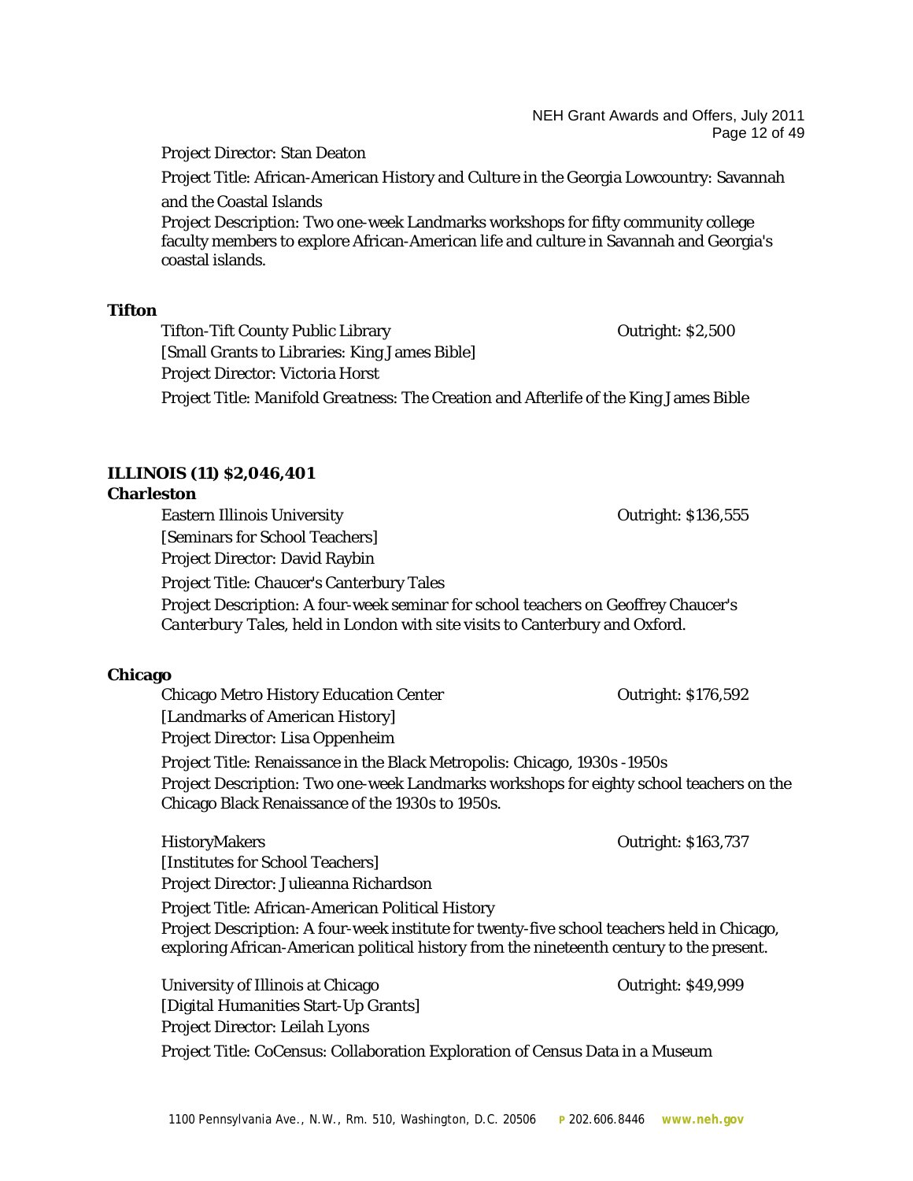Project Director: Stan Deaton

Project Title: African-American History and Culture in the Georgia Lowcountry: Savannah and the Coastal Islands

Project Description: Two one-week Landmarks workshops for fifty community college faculty members to explore African-American life and culture in Savannah and Georgia's coastal islands.

**Tifton**

Tifton-Tift County Public Library — Outright: $2,500

[Small Grants to Libraries: King James Bible]

Project Director: Victoria Horst

Project Title: *Manifold Greatness*: The Creation and Afterlife of the King James Bible

**ILLINOIS (11) $2,046,401**

**Charleston**

Eastern Illinois University — Outright: $136,555

[Seminars for School Teachers]

Project Director: David Raybin

Project Title: Chaucer's Canterbury Tales

Project Description: A four-week seminar for school teachers on Geoffrey Chaucer's *Canterbury Tales*, held in London with site visits to Canterbury and Oxford.

**Chicago**

Chicago Metro History Education Center — Outright: $176,592

[Landmarks of American History]

Project Director: Lisa Oppenheim

Project Title: Renaissance in the Black Metropolis: Chicago, 1930s -1950s

Project Description: Two one-week Landmarks workshops for eighty school teachers on the Chicago Black Renaissance of the 1930s to 1950s.

HistoryMakers — Outright: $163,737

[Institutes for School Teachers]

Project Director: Julieanna Richardson

Project Title: African-American Political History

Project Description: A four-week institute for twenty-five school teachers held in Chicago, exploring African-American political history from the nineteenth century to the present.

University of Illinois at Chicago — Outright: $49,999

[Digital Humanities Start-Up Grants]

Project Director: Leilah Lyons

Project Title: CoCensus: Collaboration Exploration of Census Data in a Museum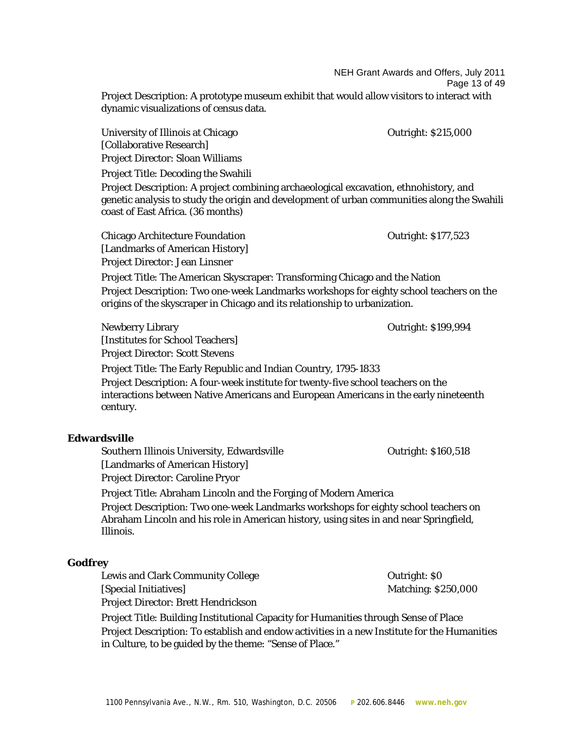Project Description: A prototype museum exhibit that would allow visitors to interact with dynamic visualizations of census data.

University of Illinois at Chicago — Outright: $215,000
[Collaborative Research]
Project Director: Sloan Williams
Project Title: Decoding the Swahili
Project Description: A project combining archaeological excavation, ethnohistory, and genetic analysis to study the origin and development of urban communities along the Swahili coast of East Africa. (36 months)

Chicago Architecture Foundation — Outright: $177,523
[Landmarks of American History]
Project Director: Jean Linsner
Project Title: The American Skyscraper: Transforming Chicago and the Nation
Project Description: Two one-week Landmarks workshops for eighty school teachers on the origins of the skyscraper in Chicago and its relationship to urbanization.

Newberry Library — Outright: $199,994
[Institutes for School Teachers]
Project Director: Scott Stevens
Project Title: The Early Republic and Indian Country, 1795-1833
Project Description: A four-week institute for twenty-five school teachers on the interactions between Native Americans and European Americans in the early nineteenth century.

**Edwardsville**

Southern Illinois University, Edwardsville — Outright: $160,518
[Landmarks of American History]
Project Director: Caroline Pryor
Project Title: Abraham Lincoln and the Forging of Modern America
Project Description: Two one-week Landmarks workshops for eighty school teachers on Abraham Lincoln and his role in American history, using sites in and near Springfield, Illinois.

**Godfrey**

Lewis and Clark Community College — Outright: $0
[Special Initiatives] — Matching: $250,000
Project Director: Brett Hendrickson
Project Title: Building Institutional Capacity for Humanities through Sense of Place
Project Description: To establish and endow activities in a new Institute for the Humanities in Culture, to be guided by the theme: "Sense of Place."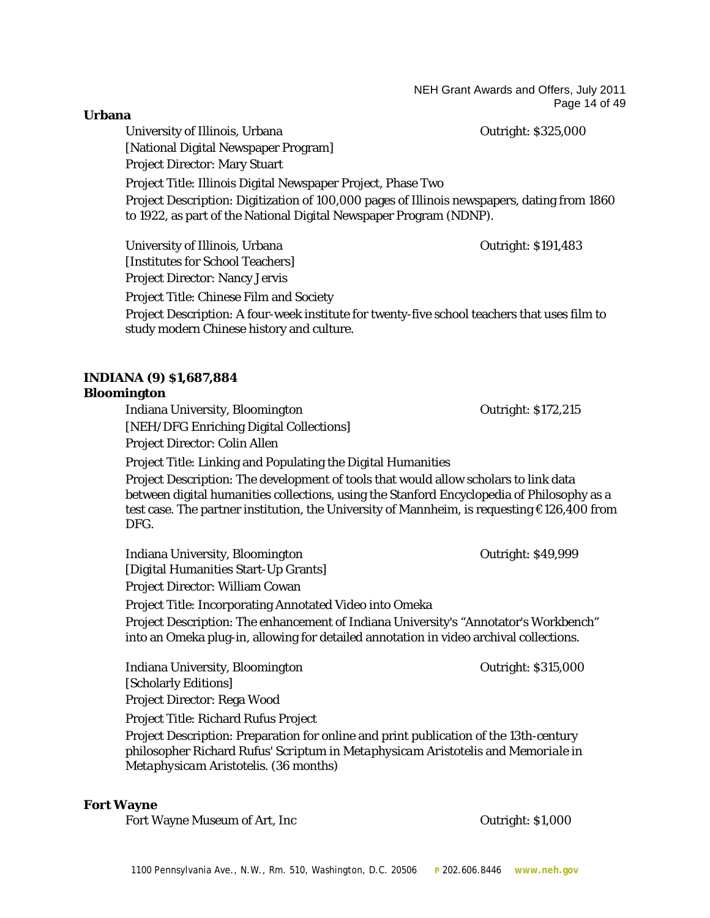**Urbana**

University of Illinois, Urbana — Outright: $325,000
[National Digital Newspaper Program]
Project Director: Mary Stuart
Project Title: Illinois Digital Newspaper Project, Phase Two
Project Description: Digitization of 100,000 pages of Illinois newspapers, dating from 1860 to 1922, as part of the National Digital Newspaper Program (NDNP).

University of Illinois, Urbana — Outright: $191,483
[Institutes for School Teachers]
Project Director: Nancy Jervis
Project Title: Chinese Film and Society
Project Description: A four-week institute for twenty-five school teachers that uses film to study modern Chinese history and culture.

## INDIANA (9) $1,687,884

**Bloomington**

Indiana University, Bloomington — Outright: $172,215
[NEH/DFG Enriching Digital Collections]
Project Director: Colin Allen
Project Title: Linking and Populating the Digital Humanities
Project Description: The development of tools that would allow scholars to link data between digital humanities collections, using the Stanford Encyclopedia of Philosophy as a test case. The partner institution, the University of Mannheim, is requesting €126,400 from DFG.

Indiana University, Bloomington — Outright: $49,999
[Digital Humanities Start-Up Grants]
Project Director: William Cowan
Project Title: Incorporating Annotated Video into Omeka
Project Description: The enhancement of Indiana University's "Annotator's Workbench" into an Omeka plug-in, allowing for detailed annotation in video archival collections.

Indiana University, Bloomington — Outright: $315,000
[Scholarly Editions]
Project Director: Rega Wood
Project Title: Richard Rufus Project
Project Description: Preparation for online and print publication of the 13th-century philosopher Richard Rufus' Scriptum in *Metaphysicam Aristotelis* and *Memoriale in Metaphysicam Aristotelis*. (36 months)

**Fort Wayne**

Fort Wayne Museum of Art, Inc — Outright: $1,000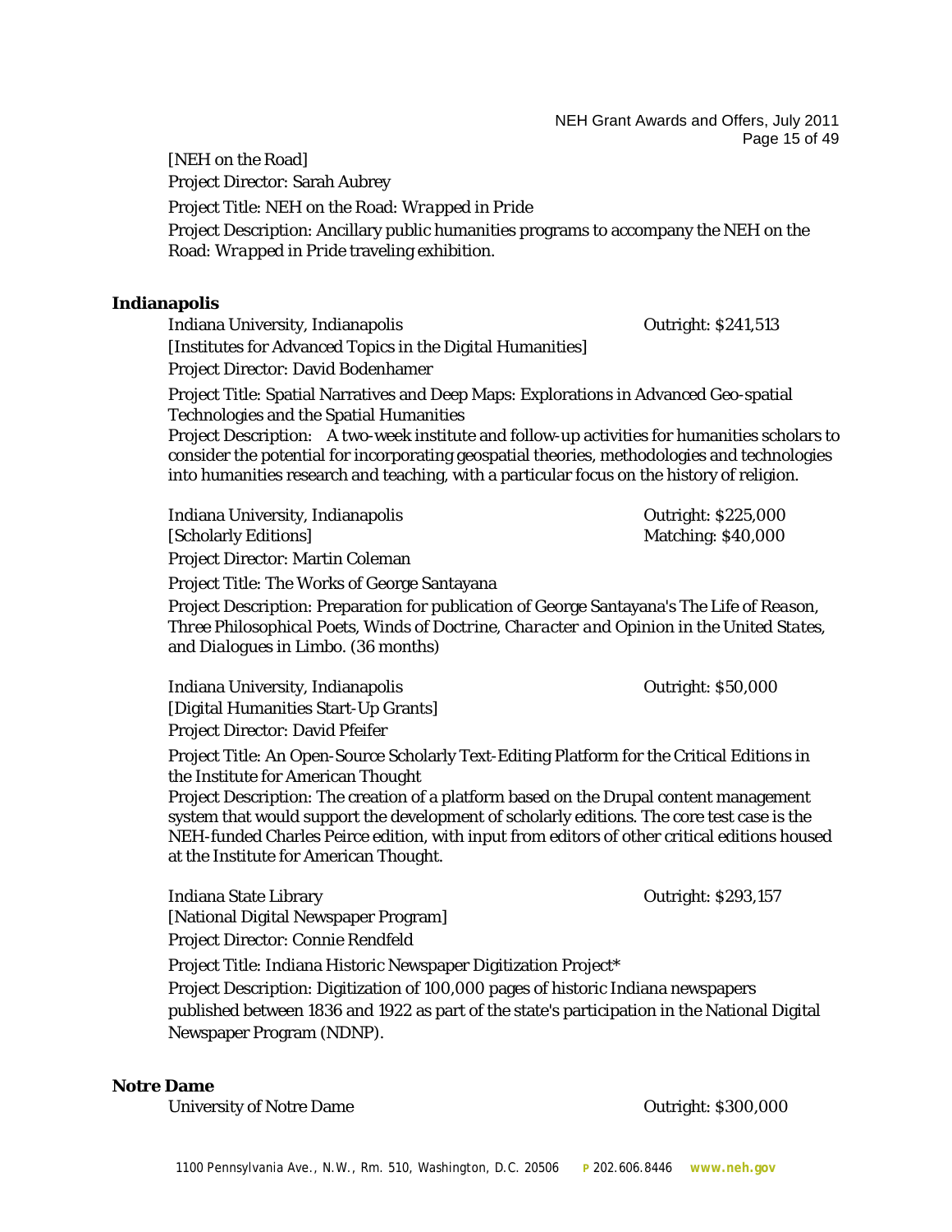[NEH on the Road]

Project Director: Sarah Aubrey

Project Title: NEH on the Road: *Wrapped in Pride*

Project Description: Ancillary public humanities programs to accompany the NEH on the Road: *Wrapped in Pride* traveling exhibition.

**Indianapolis**

Indiana University, Indianapolis — Outright: $241,513

[Institutes for Advanced Topics in the Digital Humanities]

Project Director: David Bodenhamer

Project Title: Spatial Narratives and Deep Maps: Explorations in Advanced Geo-spatial Technologies and the Spatial Humanities

Project Description: A two-week institute and follow-up activities for humanities scholars to consider the potential for incorporating geospatial theories, methodologies and technologies into humanities research and teaching, with a particular focus on the history of religion.

Indiana University, Indianapolis — Outright: $225,000

[Scholarly Editions] — Matching: $40,000

Project Director: Martin Coleman

Project Title: The Works of George Santayana

Project Description: Preparation for publication of George Santayana's *The Life of Reason*, *Three Philosophical Poets*, *Winds of Doctrine*, *Character and Opinion in the United States*, and *Dialogues in Limbo*. (36 months)

Indiana University, Indianapolis — Outright: $50,000

[Digital Humanities Start-Up Grants]

Project Director: David Pfeifer

Project Title: An Open-Source Scholarly Text-Editing Platform for the Critical Editions in the Institute for American Thought

Project Description: The creation of a platform based on the Drupal content management system that would support the development of scholarly editions. The core test case is the NEH-funded Charles Peirce edition, with input from editors of other critical editions housed at the Institute for American Thought.

Indiana State Library — Outright: $293,157

[National Digital Newspaper Program]

Project Director: Connie Rendfeld

Project Title: Indiana Historic Newspaper Digitization Project*

Project Description: Digitization of 100,000 pages of historic Indiana newspapers published between 1836 and 1922 as part of the state's participation in the National Digital Newspaper Program (NDNP).

**Notre Dame**

University of Notre Dame — Outright: $300,000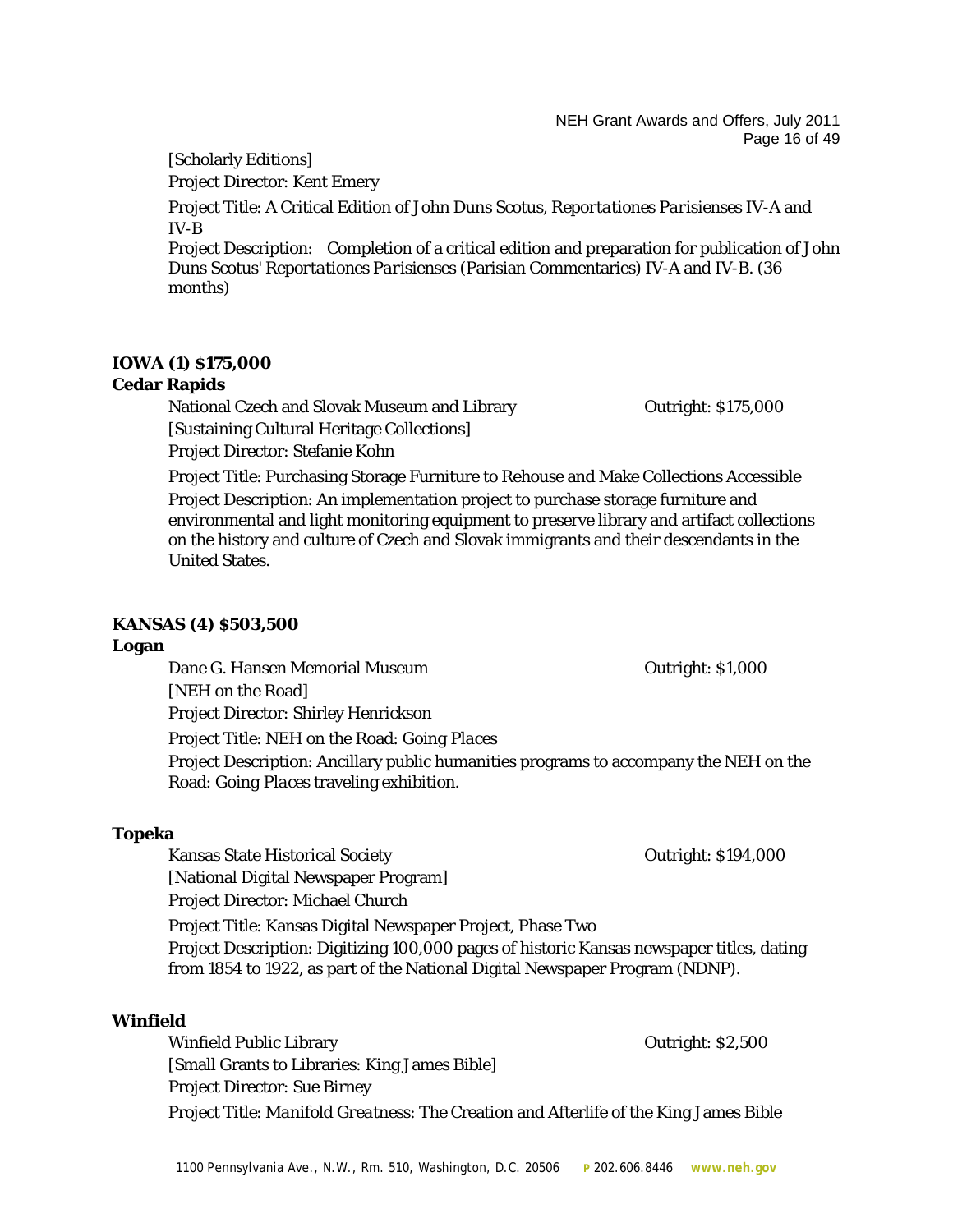[Scholarly Editions]

Project Director: Kent Emery

Project Title: A Critical Edition of John Duns Scotus, *Reportationes Parisienses* IV-A and IV-B

Project Description: Completion of a critical edition and preparation for publication of John Duns Scotus' *Reportationes Parisienses* (Parisian Commentaries) IV-A and IV-B. (36 months)

## IOWA (1) $175,000

### Cedar Rapids

National Czech and Slovak Museum and Library — Outright: $175,000

[Sustaining Cultural Heritage Collections]

Project Director: Stefanie Kohn

Project Title: Purchasing Storage Furniture to Rehouse and Make Collections Accessible

Project Description: An implementation project to purchase storage furniture and environmental and light monitoring equipment to preserve library and artifact collections on the history and culture of Czech and Slovak immigrants and their descendants in the United States.

## KANSAS (4) $503,500

### Logan

Dane G. Hansen Memorial Museum — Outright: $1,000

[NEH on the Road]

Project Director: Shirley Henrickson

Project Title: NEH on the Road: *Going Places*

Project Description: Ancillary public humanities programs to accompany the NEH on the Road: *Going Places* traveling exhibition.

### Topeka

Kansas State Historical Society — Outright: $194,000

[National Digital Newspaper Program]

Project Director: Michael Church

Project Title: Kansas Digital Newspaper Project, Phase Two

Project Description: Digitizing 100,000 pages of historic Kansas newspaper titles, dating from 1854 to 1922, as part of the National Digital Newspaper Program (NDNP).

### Winfield

Winfield Public Library — Outright: $2,500

[Small Grants to Libraries: King James Bible]

Project Director: Sue Birney

Project Title: *Manifold Greatness*: The Creation and Afterlife of the King James Bible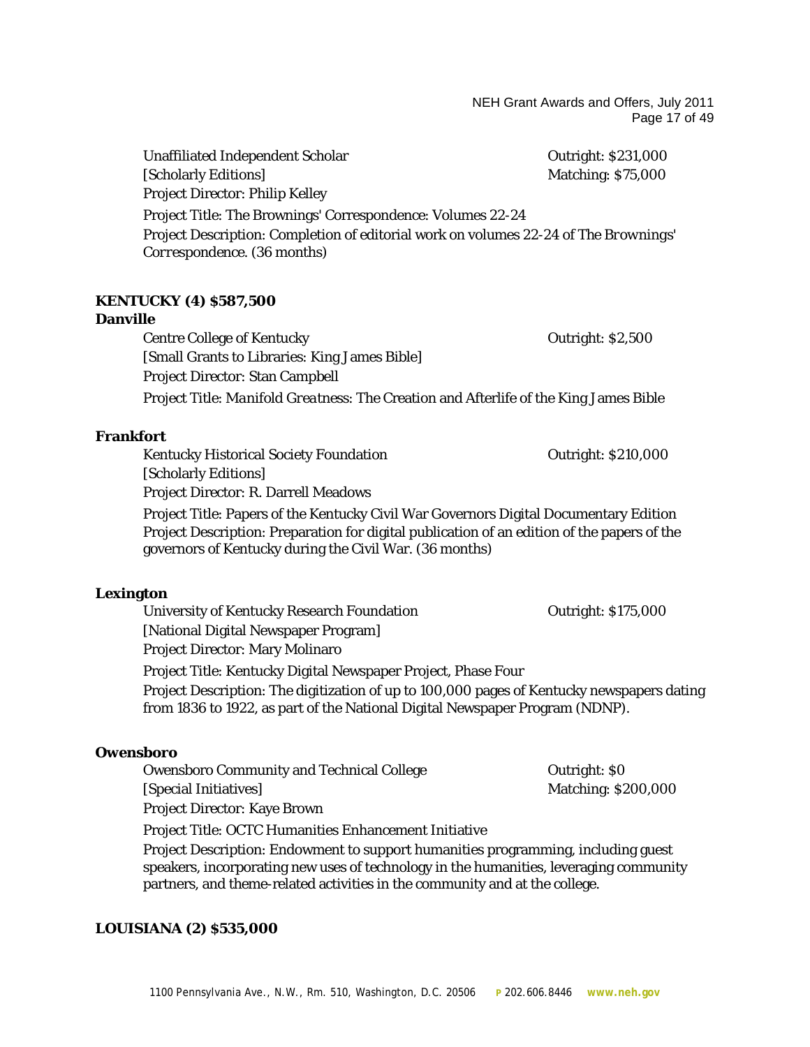Unaffiliated Independent Scholar — Outright: $231,000
[Scholarly Editions] — Matching: $75,000
Project Director: Philip Kelley
Project Title: The Brownings' Correspondence: Volumes 22-24
Project Description: Completion of editorial work on volumes 22-24 of *The Brownings' Correspondence*. (36 months)

**KENTUCKY (4) $587,500**

**Danville**

Centre College of Kentucky — Outright: $2,500
[Small Grants to Libraries: King James Bible]
Project Director: Stan Campbell
Project Title: *Manifold Greatness*: The Creation and Afterlife of the King James Bible

**Frankfort**

Kentucky Historical Society Foundation — Outright: $210,000
[Scholarly Editions]
Project Director: R. Darrell Meadows
Project Title: Papers of the Kentucky Civil War Governors Digital Documentary Edition
Project Description: Preparation for digital publication of an edition of the papers of the governors of Kentucky during the Civil War. (36 months)

**Lexington**

University of Kentucky Research Foundation — Outright: $175,000
[National Digital Newspaper Program]
Project Director: Mary Molinaro
Project Title: Kentucky Digital Newspaper Project, Phase Four
Project Description: The digitization of up to 100,000 pages of Kentucky newspapers dating from 1836 to 1922, as part of the National Digital Newspaper Program (NDNP).

**Owensboro**

Owensboro Community and Technical College — Outright: $0
[Special Initiatives] — Matching: $200,000
Project Director: Kaye Brown
Project Title: OCTC Humanities Enhancement Initiative
Project Description: Endowment to support humanities programming, including guest speakers, incorporating new uses of technology in the humanities, leveraging community partners, and theme-related activities in the community and at the college.

**LOUISIANA (2) $535,000**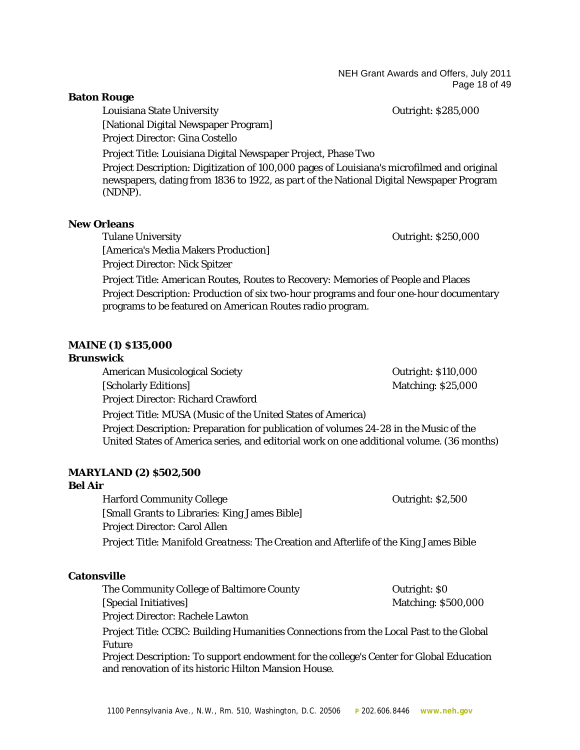**Baton Rouge**

Louisiana State University — Outright: $285,000
[National Digital Newspaper Program]
Project Director: Gina Costello
Project Title: Louisiana Digital Newspaper Project, Phase Two
Project Description: Digitization of 100,000 pages of Louisiana's microfilmed and original newspapers, dating from 1836 to 1922, as part of the National Digital Newspaper Program (NDNP).

**New Orleans**

Tulane University — Outright: $250,000
[America's Media Makers Production]
Project Director: Nick Spitzer
Project Title: *American Routes*, Routes to Recovery: Memories of People and Places
Project Description: Production of six two-hour programs and four one-hour documentary programs to be featured on *American Routes* radio program.

## MAINE (1) $135,000

**Brunswick**

American Musicological Society — Outright: $110,000
[Scholarly Editions] — Matching: $25,000
Project Director: Richard Crawford
Project Title: MUSA (Music of the United States of America)
Project Description: Preparation for publication of volumes 24-28 in the Music of the United States of America series, and editorial work on one additional volume. (36 months)

## MARYLAND (2) $502,500

**Bel Air**

Harford Community College — Outright: $2,500
[Small Grants to Libraries: King James Bible]
Project Director: Carol Allen
Project Title: *Manifold Greatness*: The Creation and Afterlife of the King James Bible

**Catonsville**

The Community College of Baltimore County — Outright: $0
[Special Initiatives] — Matching: $500,000
Project Director: Rachele Lawton
Project Title: CCBC: Building Humanities Connections from the Local Past to the Global Future
Project Description: To support endowment for the college's Center for Global Education and renovation of its historic Hilton Mansion House.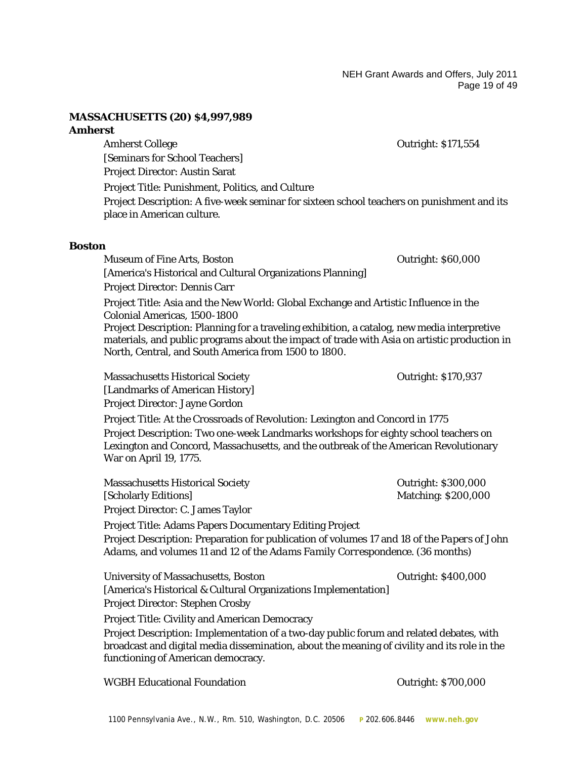## MASSACHUSETTS (20) $4,997,989

### Amherst

Amherst College — Outright: $171,554
[Seminars for School Teachers]
Project Director: Austin Sarat
Project Title: Punishment, Politics, and Culture
Project Description: A five-week seminar for sixteen school teachers on punishment and its place in American culture.

### Boston

Museum of Fine Arts, Boston — Outright: $60,000
[America's Historical and Cultural Organizations Planning]
Project Director: Dennis Carr
Project Title: Asia and the New World: Global Exchange and Artistic Influence in the Colonial Americas, 1500-1800
Project Description: Planning for a traveling exhibition, a catalog, new media interpretive materials, and public programs about the impact of trade with Asia on artistic production in North, Central, and South America from 1500 to 1800.

Massachusetts Historical Society — Outright: $170,937
[Landmarks of American History]
Project Director: Jayne Gordon
Project Title: At the Crossroads of Revolution: Lexington and Concord in 1775
Project Description: Two one-week Landmarks workshops for eighty school teachers on Lexington and Concord, Massachusetts, and the outbreak of the American Revolutionary War on April 19, 1775.

Massachusetts Historical Society — Outright: $300,000
[Scholarly Editions] — Matching: $200,000
Project Director: C. James Taylor
Project Title: Adams Papers Documentary Editing Project
Project Description: Preparation for publication of volumes 17 and 18 of the *Papers of John Adams*, and volumes 11 and 12 of the *Adams Family Correspondence*. (36 months)

University of Massachusetts, Boston — Outright: $400,000
[America's Historical & Cultural Organizations Implementation]
Project Director: Stephen Crosby
Project Title: Civility and American Democracy
Project Description: Implementation of a two-day public forum and related debates, with broadcast and digital media dissemination, about the meaning of civility and its role in the functioning of American democracy.

WGBH Educational Foundation — Outright: $700,000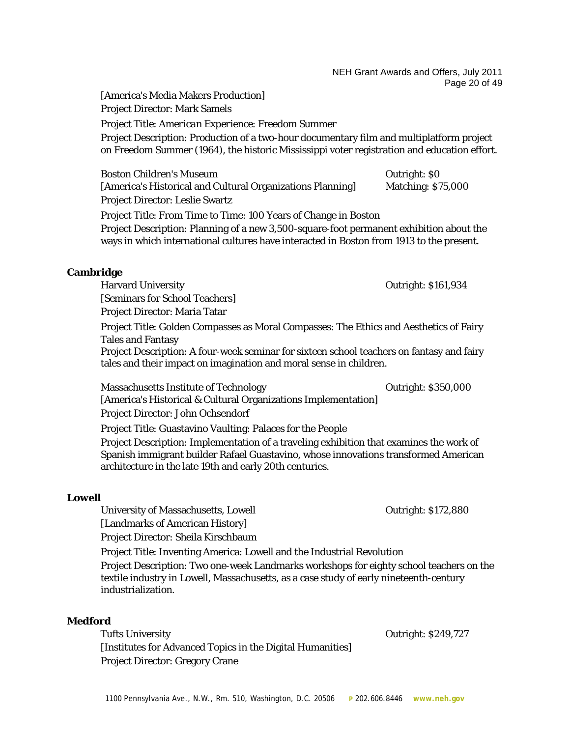[America's Media Makers Production]
Project Director: Mark Samels
Project Title: *American Experience: Freedom Summer*
Project Description: Production of a two-hour documentary film and multiplatform project on Freedom Summer (1964), the historic Mississippi voter registration and education effort.

Boston Children's Museum — Outright: $0
[America's Historical and Cultural Organizations Planning] — Matching: $75,000
Project Director: Leslie Swartz
Project Title: From Time to Time: 100 Years of Change in Boston
Project Description: Planning of a new 3,500-square-foot permanent exhibition about the ways in which international cultures have interacted in Boston from 1913 to the present.

**Cambridge**

Harvard University — Outright: $161,934
[Seminars for School Teachers]
Project Director: Maria Tatar
Project Title: Golden Compasses as Moral Compasses: The Ethics and Aesthetics of Fairy Tales and Fantasy
Project Description: A four-week seminar for sixteen school teachers on fantasy and fairy tales and their impact on imagination and moral sense in children.

Massachusetts Institute of Technology — Outright: $350,000
[America's Historical & Cultural Organizations Implementation]
Project Director: John Ochsendorf
Project Title: Guastavino Vaulting: Palaces for the People
Project Description: Implementation of a traveling exhibition that examines the work of Spanish immigrant builder Rafael Guastavino, whose innovations transformed American architecture in the late 19th and early 20th centuries.

**Lowell**

University of Massachusetts, Lowell — Outright: $172,880
[Landmarks of American History]
Project Director: Sheila Kirschbaum
Project Title: Inventing America: Lowell and the Industrial Revolution
Project Description: Two one-week Landmarks workshops for eighty school teachers on the textile industry in Lowell, Massachusetts, as a case study of early nineteenth-century industrialization.

**Medford**

Tufts University — Outright: $249,727
[Institutes for Advanced Topics in the Digital Humanities]
Project Director: Gregory Crane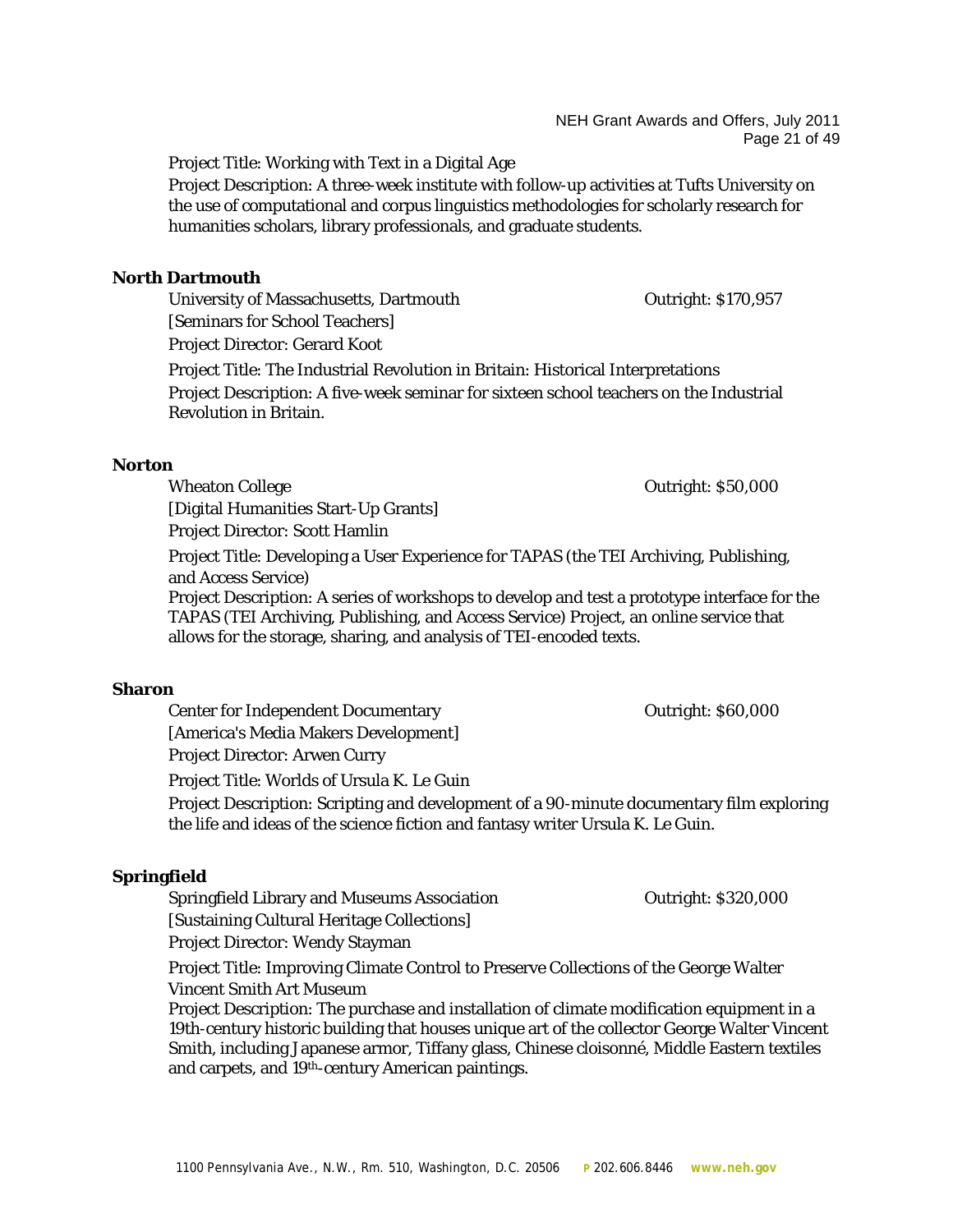Project Title: Working with Text in a Digital Age

Project Description: A three-week institute with follow-up activities at Tufts University on the use of computational and corpus linguistics methodologies for scholarly research for humanities scholars, library professionals, and graduate students.

**North Dartmouth**

University of Massachusetts, Dartmouth — Outright: $170,957

[Seminars for School Teachers]

Project Director: Gerard Koot

Project Title: The Industrial Revolution in Britain: Historical Interpretations

Project Description: A five-week seminar for sixteen school teachers on the Industrial Revolution in Britain.

**Norton**

Wheaton College — Outright: $50,000

[Digital Humanities Start-Up Grants]

Project Director: Scott Hamlin

Project Title: Developing a User Experience for TAPAS (the TEI Archiving, Publishing, and Access Service)

Project Description: A series of workshops to develop and test a prototype interface for the TAPAS (TEI Archiving, Publishing, and Access Service) Project, an online service that allows for the storage, sharing, and analysis of TEI-encoded texts.

**Sharon**

Center for Independent Documentary — Outright: $60,000

[America's Media Makers Development]

Project Director: Arwen Curry

Project Title: Worlds of Ursula K. Le Guin

Project Description: Scripting and development of a 90-minute documentary film exploring the life and ideas of the science fiction and fantasy writer Ursula K. Le Guin.

**Springfield**

Springfield Library and Museums Association — Outright: $320,000

[Sustaining Cultural Heritage Collections]

Project Director: Wendy Stayman

Project Title: Improving Climate Control to Preserve Collections of the George Walter Vincent Smith Art Museum

Project Description: The purchase and installation of climate modification equipment in a 19th-century historic building that houses unique art of the collector George Walter Vincent Smith, including Japanese armor, Tiffany glass, Chinese cloisonné, Middle Eastern textiles and carpets, and 19th-century American paintings.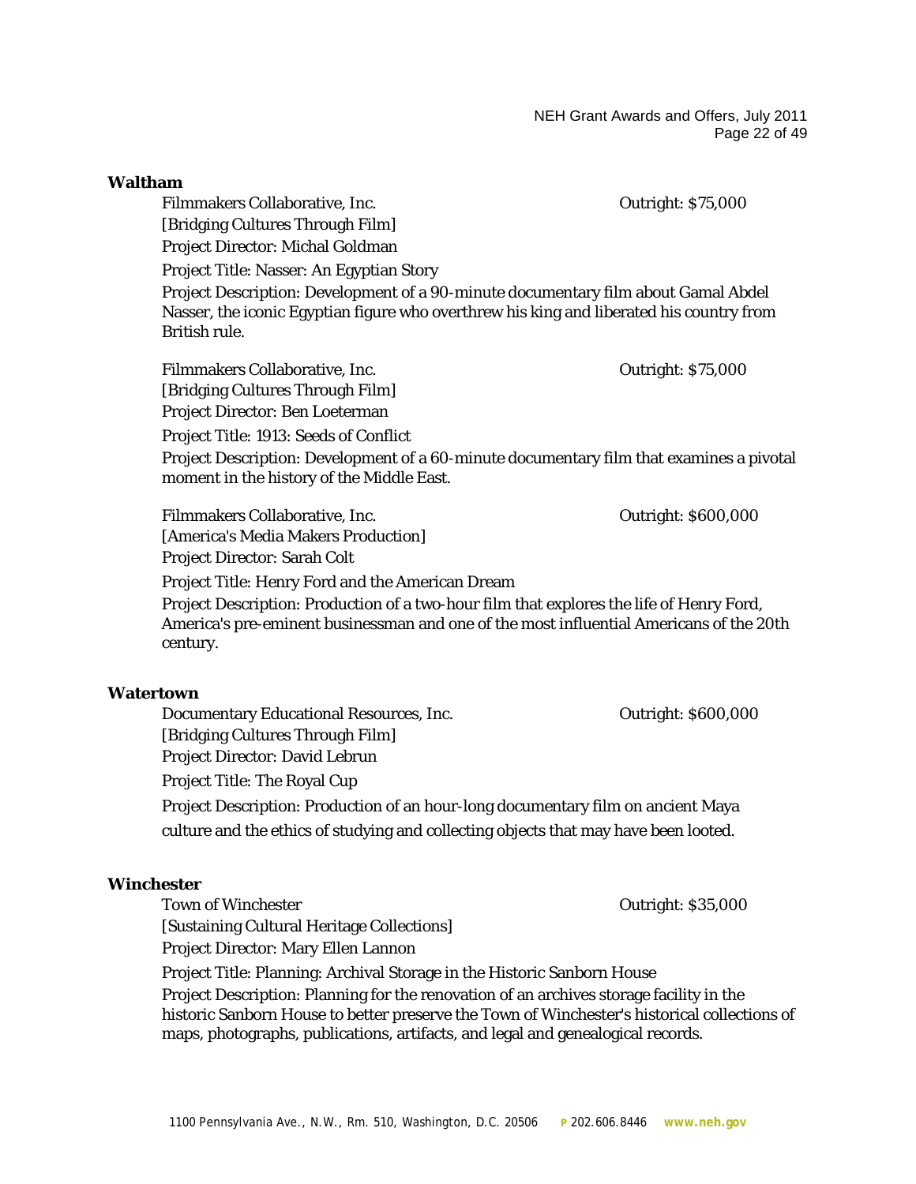**Waltham**

Filmmakers Collaborative, Inc. Outright: $75,000
[Bridging Cultures Through Film]
Project Director: Michal Goldman
Project Title: Nasser: An Egyptian Story
Project Description: Development of a 90-minute documentary film about Gamal Abdel Nasser, the iconic Egyptian figure who overthrew his king and liberated his country from British rule.

Filmmakers Collaborative, Inc. Outright: $75,000
[Bridging Cultures Through Film]
Project Director: Ben Loeterman
Project Title: 1913: Seeds of Conflict
Project Description: Development of a 60-minute documentary film that examines a pivotal moment in the history of the Middle East.

Filmmakers Collaborative, Inc. Outright: $600,000
[America's Media Makers Production]
Project Director: Sarah Colt
Project Title: Henry Ford and the American Dream
Project Description: Production of a two-hour film that explores the life of Henry Ford, America's pre-eminent businessman and one of the most influential Americans of the 20th century.

**Watertown**

Documentary Educational Resources, Inc. Outright: $600,000
[Bridging Cultures Through Film]
Project Director: David Lebrun
Project Title: The Royal Cup
Project Description: Production of an hour-long documentary film on ancient Maya culture and the ethics of studying and collecting objects that may have been looted.

**Winchester**

Town of Winchester Outright: $35,000
[Sustaining Cultural Heritage Collections]
Project Director: Mary Ellen Lannon
Project Title: Planning: Archival Storage in the Historic Sanborn House
Project Description: Planning for the renovation of an archives storage facility in the historic Sanborn House to better preserve the Town of Winchester's historical collections of maps, photographs, publications, artifacts, and legal and genealogical records.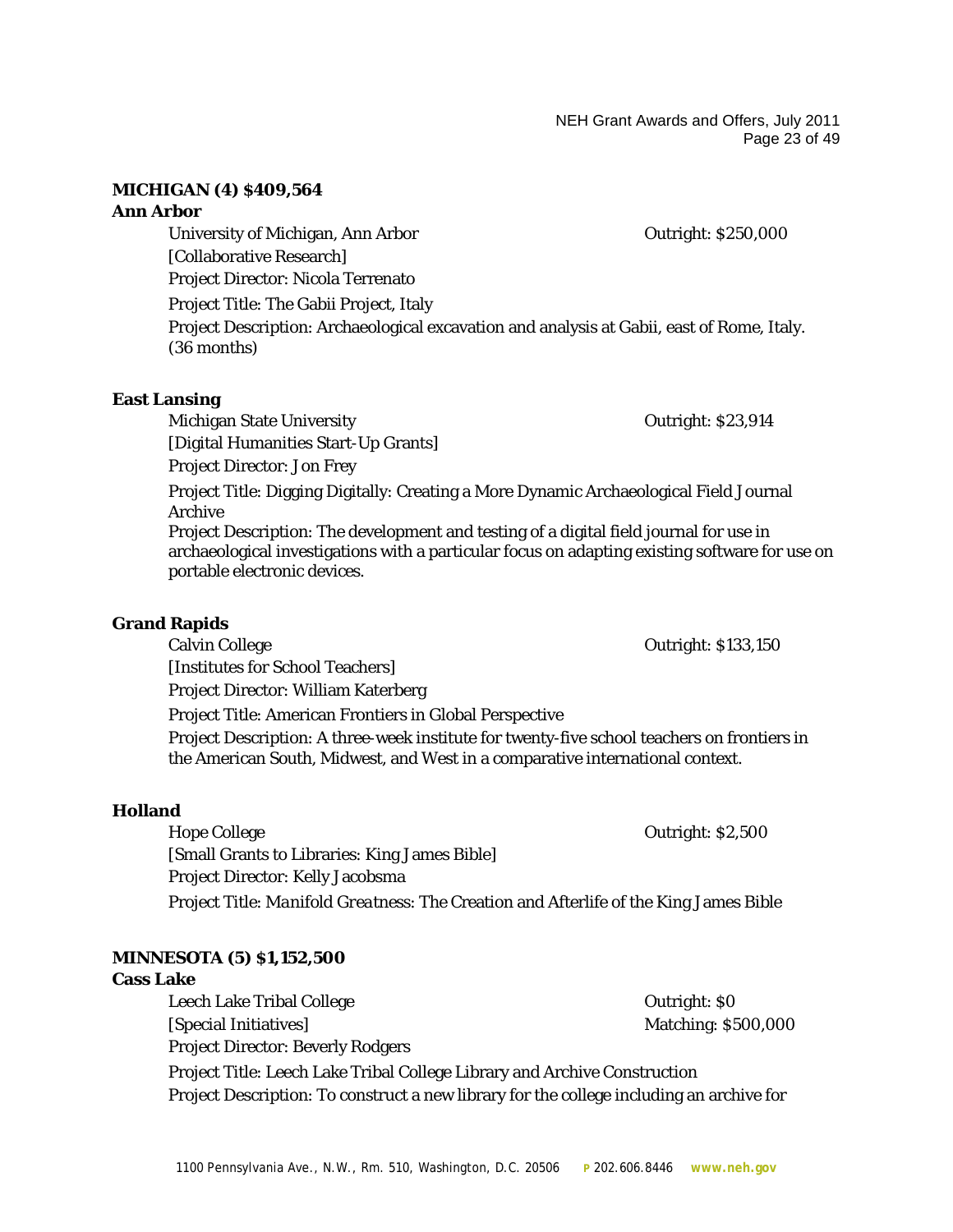**MICHIGAN (4) $409,564**

**Ann Arbor**

University of Michigan, Ann Arbor — Outright: $250,000
[Collaborative Research]
Project Director: Nicola Terrenato
Project Title: The Gabii Project, Italy
Project Description: Archaeological excavation and analysis at Gabii, east of Rome, Italy. (36 months)

**East Lansing**

Michigan State University — Outright: $23,914
[Digital Humanities Start-Up Grants]
Project Director: Jon Frey
Project Title: Digging Digitally: Creating a More Dynamic Archaeological Field Journal Archive
Project Description: The development and testing of a digital field journal for use in archaeological investigations with a particular focus on adapting existing software for use on portable electronic devices.

**Grand Rapids**

Calvin College — Outright: $133,150
[Institutes for School Teachers]
Project Director: William Katerberg
Project Title: American Frontiers in Global Perspective
Project Description: A three-week institute for twenty-five school teachers on frontiers in the American South, Midwest, and West in a comparative international context.

**Holland**

Hope College — Outright: $2,500
[Small Grants to Libraries: King James Bible]
Project Director: Kelly Jacobsma
Project Title: *Manifold Greatness*: The Creation and Afterlife of the King James Bible

**MINNESOTA (5) $1,152,500**

**Cass Lake**

Leech Lake Tribal College — Outright: $0
[Special Initiatives] — Matching: $500,000
Project Director: Beverly Rodgers
Project Title: Leech Lake Tribal College Library and Archive Construction
Project Description: To construct a new library for the college including an archive for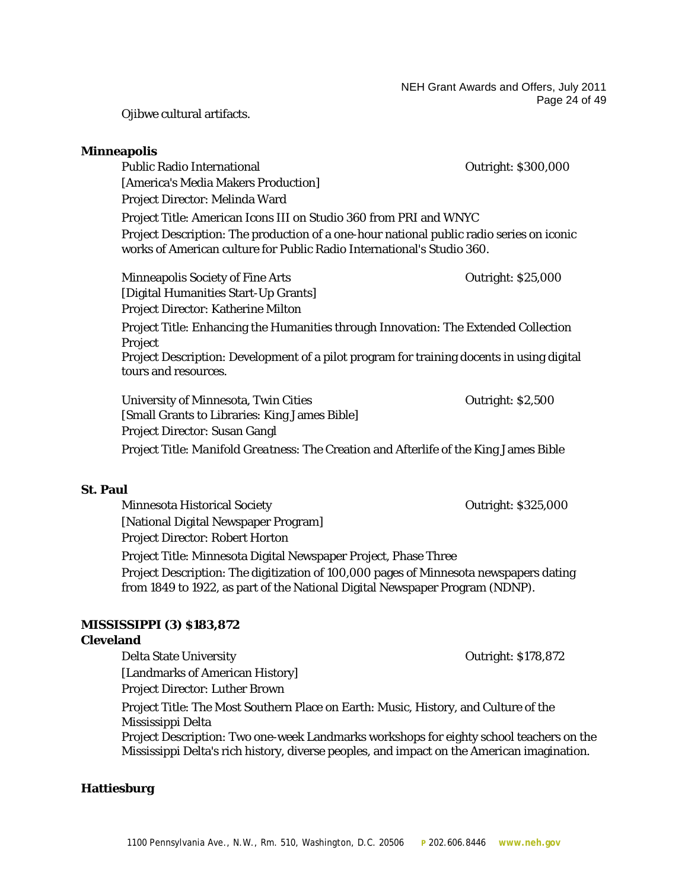Ojibwe cultural artifacts.

**Minneapolis**

Public Radio International — Outright: $300,000
[America's Media Makers Production]
Project Director: Melinda Ward
Project Title: American Icons III on Studio 360 from PRI and WNYC
Project Description: The production of a one-hour national public radio series on iconic works of American culture for Public Radio International's Studio 360.

Minneapolis Society of Fine Arts — Outright: $25,000
[Digital Humanities Start-Up Grants]
Project Director: Katherine Milton
Project Title: Enhancing the Humanities through Innovation: The Extended Collection Project
Project Description: Development of a pilot program for training docents in using digital tours and resources.

University of Minnesota, Twin Cities — Outright: $2,500
[Small Grants to Libraries: King James Bible]
Project Director: Susan Gangl
Project Title: *Manifold Greatness*: The Creation and Afterlife of the King James Bible

**St. Paul**

Minnesota Historical Society — Outright: $325,000
[National Digital Newspaper Program]
Project Director: Robert Horton
Project Title: Minnesota Digital Newspaper Project, Phase Three
Project Description: The digitization of 100,000 pages of Minnesota newspapers dating from 1849 to 1922, as part of the National Digital Newspaper Program (NDNP).

**MISSISSIPPI (3) $183,872**

**Cleveland**

Delta State University — Outright: $178,872
[Landmarks of American History]
Project Director: Luther Brown
Project Title: The Most Southern Place on Earth: Music, History, and Culture of the Mississippi Delta
Project Description: Two one-week Landmarks workshops for eighty school teachers on the Mississippi Delta's rich history, diverse peoples, and impact on the American imagination.

**Hattiesburg**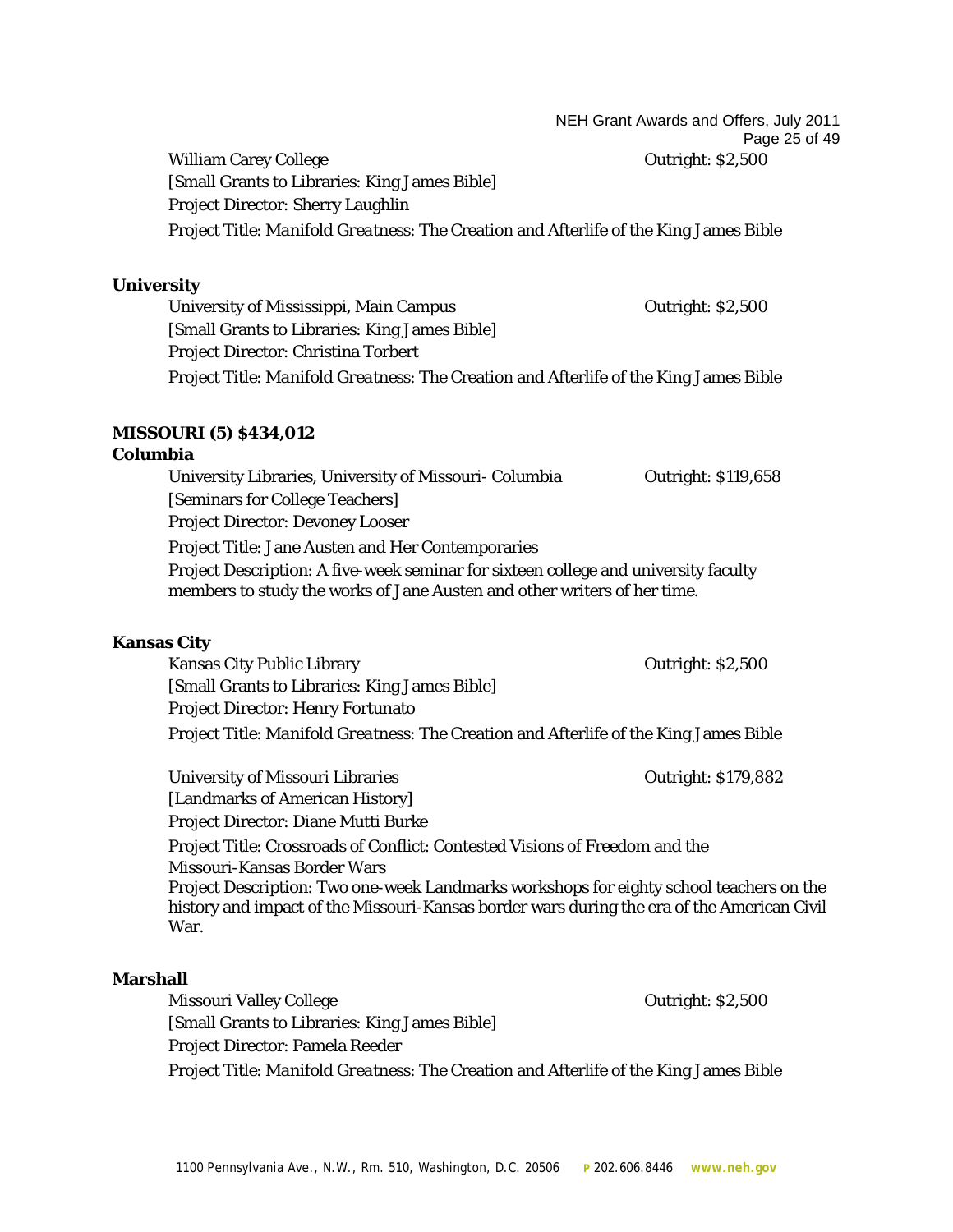William Carey College — Outright: $2,500
[Small Grants to Libraries: King James Bible]
Project Director: Sherry Laughlin
Project Title: *Manifold Greatness: The Creation and Afterlife of the King James Bible*

**University**

University of Mississippi, Main Campus — Outright: $2,500
[Small Grants to Libraries: King James Bible]
Project Director: Christina Torbert
Project Title: *Manifold Greatness: The Creation and Afterlife of the King James Bible*

**MISSOURI (5) $434,012**

**Columbia**

University Libraries, University of Missouri- Columbia — Outright: $119,658
[Seminars for College Teachers]
Project Director: Devoney Looser
Project Title: Jane Austen and Her Contemporaries
Project Description: A five-week seminar for sixteen college and university faculty members to study the works of Jane Austen and other writers of her time.

**Kansas City**

Kansas City Public Library — Outright: $2,500
[Small Grants to Libraries: King James Bible]
Project Director: Henry Fortunato
Project Title: *Manifold Greatness: The Creation and Afterlife of the King James Bible*

University of Missouri Libraries — Outright: $179,882
[Landmarks of American History]
Project Director: Diane Mutti Burke
Project Title: Crossroads of Conflict: Contested Visions of Freedom and the Missouri-Kansas Border Wars
Project Description: Two one-week Landmarks workshops for eighty school teachers on the history and impact of the Missouri-Kansas border wars during the era of the American Civil War.

**Marshall**

Missouri Valley College — Outright: $2,500
[Small Grants to Libraries: King James Bible]
Project Director: Pamela Reeder
Project Title: *Manifold Greatness: The Creation and Afterlife of the King James Bible*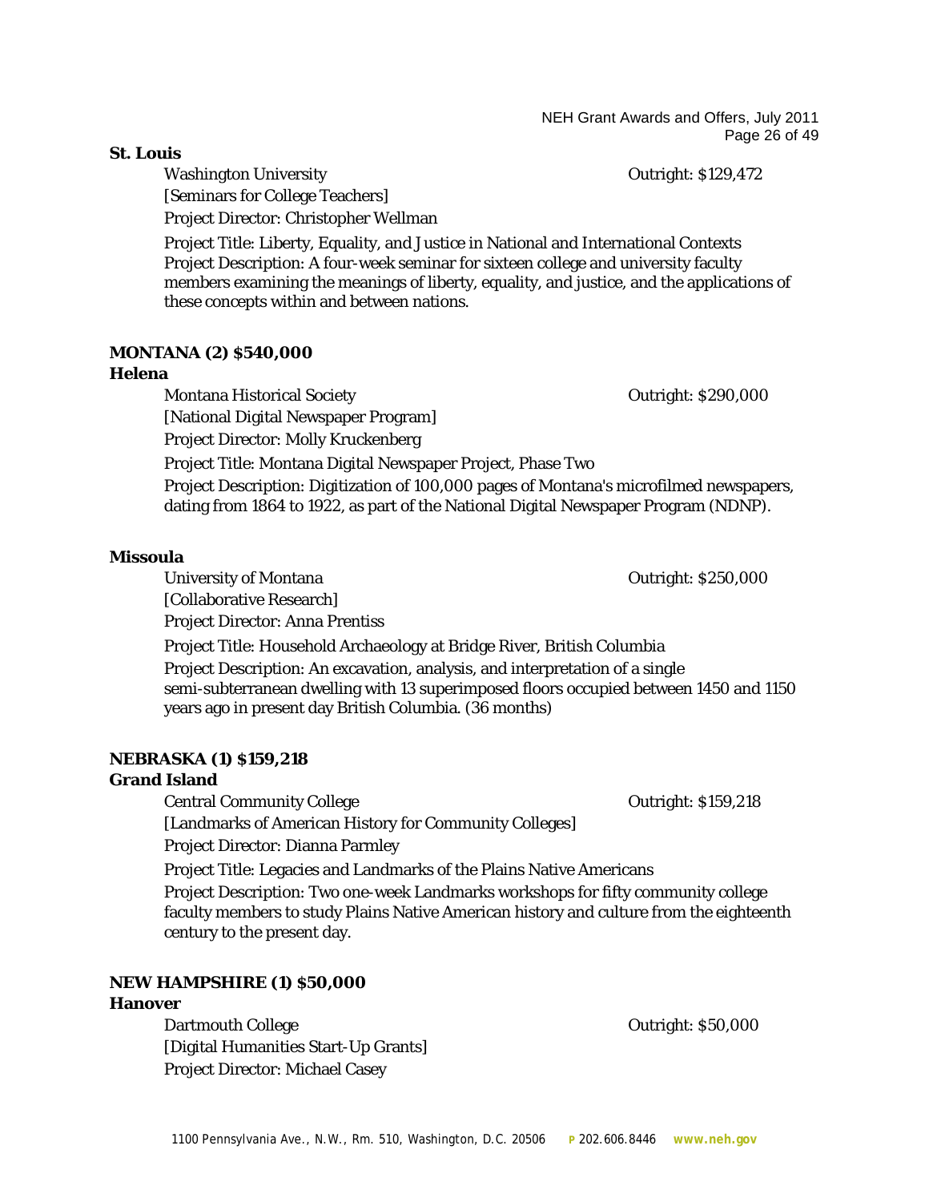**St. Louis**

Washington University — Outright: $129,472

[Seminars for College Teachers]

Project Director: Christopher Wellman

Project Title: Liberty, Equality, and Justice in National and International Contexts

Project Description: A four-week seminar for sixteen college and university faculty members examining the meanings of liberty, equality, and justice, and the applications of these concepts within and between nations.

**MONTANA (2) $540,000**

**Helena**

Montana Historical Society — Outright: $290,000

[National Digital Newspaper Program]

Project Director: Molly Kruckenberg

Project Title: Montana Digital Newspaper Project, Phase Two

Project Description: Digitization of 100,000 pages of Montana's microfilmed newspapers, dating from 1864 to 1922, as part of the National Digital Newspaper Program (NDNP).

**Missoula**

University of Montana — Outright: $250,000

[Collaborative Research]

Project Director: Anna Prentiss

Project Title: Household Archaeology at Bridge River, British Columbia

Project Description: An excavation, analysis, and interpretation of a single semi-subterranean dwelling with 13 superimposed floors occupied between 1450 and 1150 years ago in present day British Columbia. (36 months)

**NEBRASKA (1) $159,218**

**Grand Island**

Central Community College — Outright: $159,218

[Landmarks of American History for Community Colleges]

Project Director: Dianna Parmley

Project Title: Legacies and Landmarks of the Plains Native Americans

Project Description: Two one-week Landmarks workshops for fifty community college faculty members to study Plains Native American history and culture from the eighteenth century to the present day.

**NEW HAMPSHIRE (1) $50,000**

**Hanover**

Dartmouth College — Outright: $50,000

[Digital Humanities Start-Up Grants]

Project Director: Michael Casey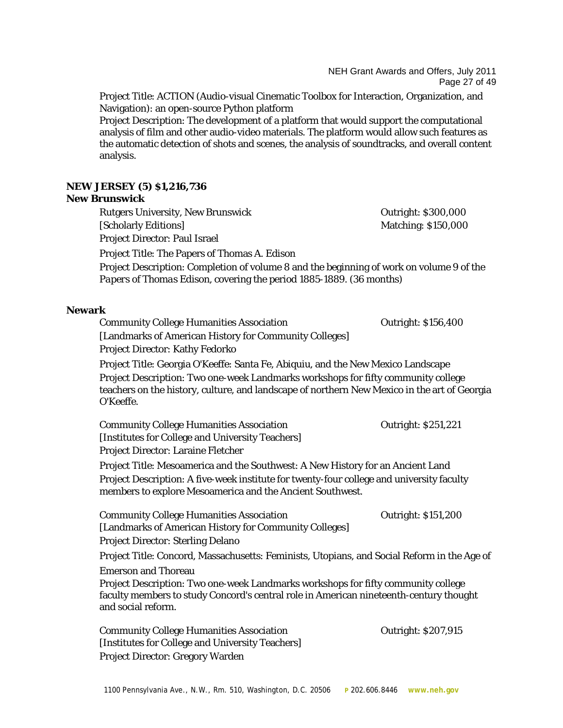Project Title: ACTION (Audio-visual Cinematic Toolbox for Interaction, Organization, and Navigation): an open-source Python platform
Project Description: The development of a platform that would support the computational analysis of film and other audio-video materials. The platform would allow such features as the automatic detection of shots and scenes, the analysis of soundtracks, and overall content analysis.

**NEW JERSEY (5) $1,216,736**
**New Brunswick**

Rutgers University, New Brunswick — Outright: $300,000
[Scholarly Editions] — Matching: $150,000
Project Director: Paul Israel
Project Title: The Papers of Thomas A. Edison
Project Description: Completion of volume 8 and the beginning of work on volume 9 of the *Papers of Thomas Edison*, covering the period 1885-1889. (36 months)

**Newark**

Community College Humanities Association — Outright: $156,400
[Landmarks of American History for Community Colleges]
Project Director: Kathy Fedorko
Project Title: Georgia O'Keeffe: Santa Fe, Abiquiu, and the New Mexico Landscape
Project Description: Two one-week Landmarks workshops for fifty community college teachers on the history, culture, and landscape of northern New Mexico in the art of Georgia O'Keeffe.

Community College Humanities Association — Outright: $251,221
[Institutes for College and University Teachers]
Project Director: Laraine Fletcher
Project Title: Mesoamerica and the Southwest: A New History for an Ancient Land
Project Description: A five-week institute for twenty-four college and university faculty members to explore Mesoamerica and the Ancient Southwest.

Community College Humanities Association — Outright: $151,200
[Landmarks of American History for Community Colleges]
Project Director: Sterling Delano
Project Title: Concord, Massachusetts: Feminists, Utopians, and Social Reform in the Age of Emerson and Thoreau
Project Description: Two one-week Landmarks workshops for fifty community college faculty members to study Concord's central role in American nineteenth-century thought and social reform.

Community College Humanities Association — Outright: $207,915
[Institutes for College and University Teachers]
Project Director: Gregory Warden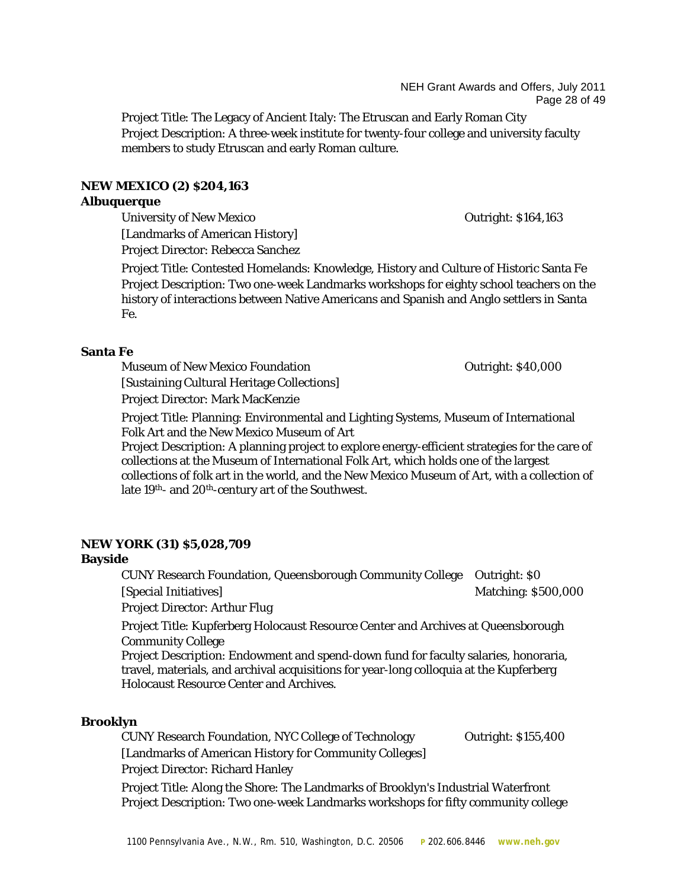Project Title: The Legacy of Ancient Italy: The Etruscan and Early Roman City
Project Description: A three-week institute for twenty-four college and university faculty members to study Etruscan and early Roman culture.

**NEW MEXICO (2) $204,163**

**Albuquerque**

University of New Mexico — Outright: $164,163
[Landmarks of American History]
Project Director: Rebecca Sanchez

Project Title: Contested Homelands: Knowledge, History and Culture of Historic Santa Fe
Project Description: Two one-week Landmarks workshops for eighty school teachers on the history of interactions between Native Americans and Spanish and Anglo settlers in Santa Fe.

**Santa Fe**

Museum of New Mexico Foundation — Outright: $40,000
[Sustaining Cultural Heritage Collections]
Project Director: Mark MacKenzie

Project Title: Planning: Environmental and Lighting Systems, Museum of International Folk Art and the New Mexico Museum of Art
Project Description: A planning project to explore energy-efficient strategies for the care of collections at the Museum of International Folk Art, which holds one of the largest collections of folk art in the world, and the New Mexico Museum of Art, with a collection of late 19th- and 20th-century art of the Southwest.

**NEW YORK (31) $5,028,709**

**Bayside**

CUNY Research Foundation, Queensborough Community College — Outright: $0
[Special Initiatives] — Matching: $500,000
Project Director: Arthur Flug

Project Title: Kupferberg Holocaust Resource Center and Archives at Queensborough Community College
Project Description: Endowment and spend-down fund for faculty salaries, honoraria, travel, materials, and archival acquisitions for year-long colloquia at the Kupferberg Holocaust Resource Center and Archives.

**Brooklyn**

CUNY Research Foundation, NYC College of Technology — Outright: $155,400
[Landmarks of American History for Community Colleges]
Project Director: Richard Hanley

Project Title: Along the Shore: The Landmarks of Brooklyn's Industrial Waterfront
Project Description: Two one-week Landmarks workshops for fifty community college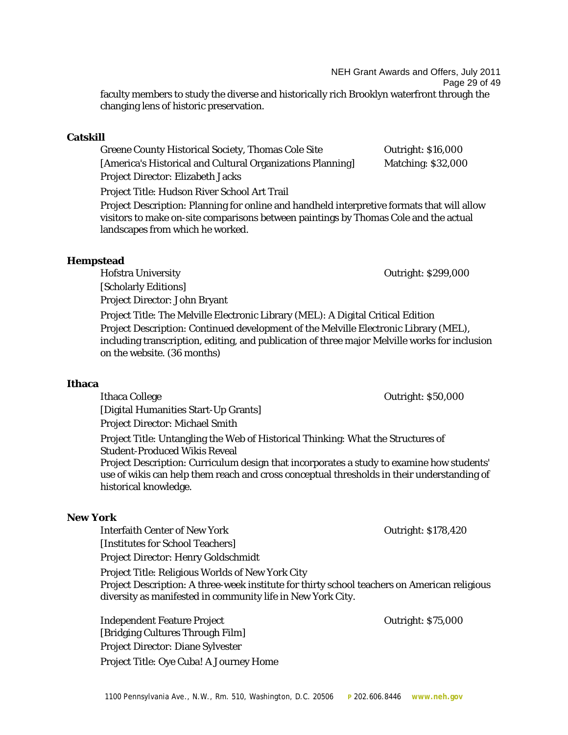faculty members to study the diverse and historically rich Brooklyn waterfront through the changing lens of historic preservation.

### Catskill

Greene County Historical Society, Thomas Cole Site — Outright: $16,000
[America's Historical and Cultural Organizations Planning] — Matching: $32,000
Project Director: Elizabeth Jacks

Project Title: Hudson River School Art Trail

Project Description: Planning for online and handheld interpretive formats that will allow visitors to make on-site comparisons between paintings by Thomas Cole and the actual landscapes from which he worked.

### Hempstead

Hofstra University — Outright: $299,000
[Scholarly Editions]
Project Director: John Bryant

Project Title: The Melville Electronic Library (MEL): A Digital Critical Edition
Project Description: Continued development of the Melville Electronic Library (MEL), including transcription, editing, and publication of three major Melville works for inclusion on the website. (36 months)

### Ithaca

Ithaca College — Outright: $50,000
[Digital Humanities Start-Up Grants]
Project Director: Michael Smith

Project Title: Untangling the Web of Historical Thinking: What the Structures of Student-Produced Wikis Reveal
Project Description: Curriculum design that incorporates a study to examine how students' use of wikis can help them reach and cross conceptual thresholds in their understanding of historical knowledge.

### New York

Interfaith Center of New York — Outright: $178,420
[Institutes for School Teachers]
Project Director: Henry Goldschmidt

Project Title: Religious Worlds of New York City
Project Description: A three-week institute for thirty school teachers on American religious diversity as manifested in community life in New York City.

Independent Feature Project — Outright: $75,000
[Bridging Cultures Through Film]
Project Director: Diane Sylvester

Project Title: Oye Cuba! A Journey Home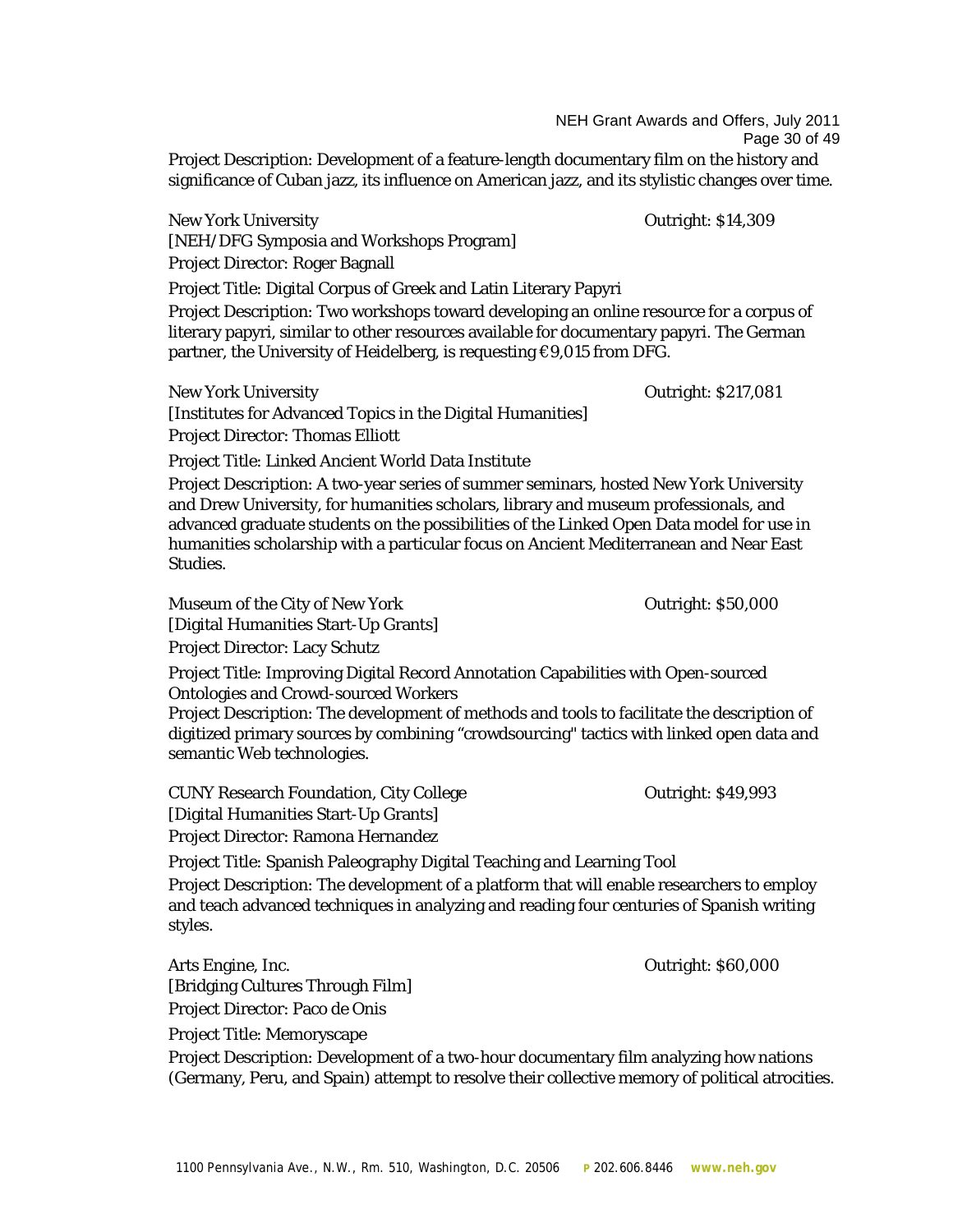Project Description: Development of a feature-length documentary film on the history and significance of Cuban jazz, its influence on American jazz, and its stylistic changes over time.

New York University  Outright: $14,309
[NEH/DFG Symposia and Workshops Program]
Project Director: Roger Bagnall

Project Title: Digital Corpus of Greek and Latin Literary Papyri

Project Description: Two workshops toward developing an online resource for a corpus of literary papyri, similar to other resources available for documentary papyri. The German partner, the University of Heidelberg, is requesting €9,015 from DFG.

New York University  Outright: $217,081
[Institutes for Advanced Topics in the Digital Humanities]
Project Director: Thomas Elliott

Project Title: Linked Ancient World Data Institute

Project Description: A two-year series of summer seminars, hosted New York University and Drew University, for humanities scholars, library and museum professionals, and advanced graduate students on the possibilities of the Linked Open Data model for use in humanities scholarship with a particular focus on Ancient Mediterranean and Near East Studies.

Museum of the City of New York  Outright: $50,000
[Digital Humanities Start-Up Grants]
Project Director: Lacy Schutz

Project Title: Improving Digital Record Annotation Capabilities with Open-sourced Ontologies and Crowd-sourced Workers

Project Description: The development of methods and tools to facilitate the description of digitized primary sources by combining "crowdsourcing" tactics with linked open data and semantic Web technologies.

CUNY Research Foundation, City College  Outright: $49,993
[Digital Humanities Start-Up Grants]
Project Director: Ramona Hernandez

Project Title: Spanish Paleography Digital Teaching and Learning Tool

Project Description: The development of a platform that will enable researchers to employ and teach advanced techniques in analyzing and reading four centuries of Spanish writing styles.

Arts Engine, Inc.  Outright: $60,000
[Bridging Cultures Through Film]
Project Director: Paco de Onis

Project Title: Memoryscape

Project Description: Development of a two-hour documentary film analyzing how nations (Germany, Peru, and Spain) attempt to resolve their collective memory of political atrocities.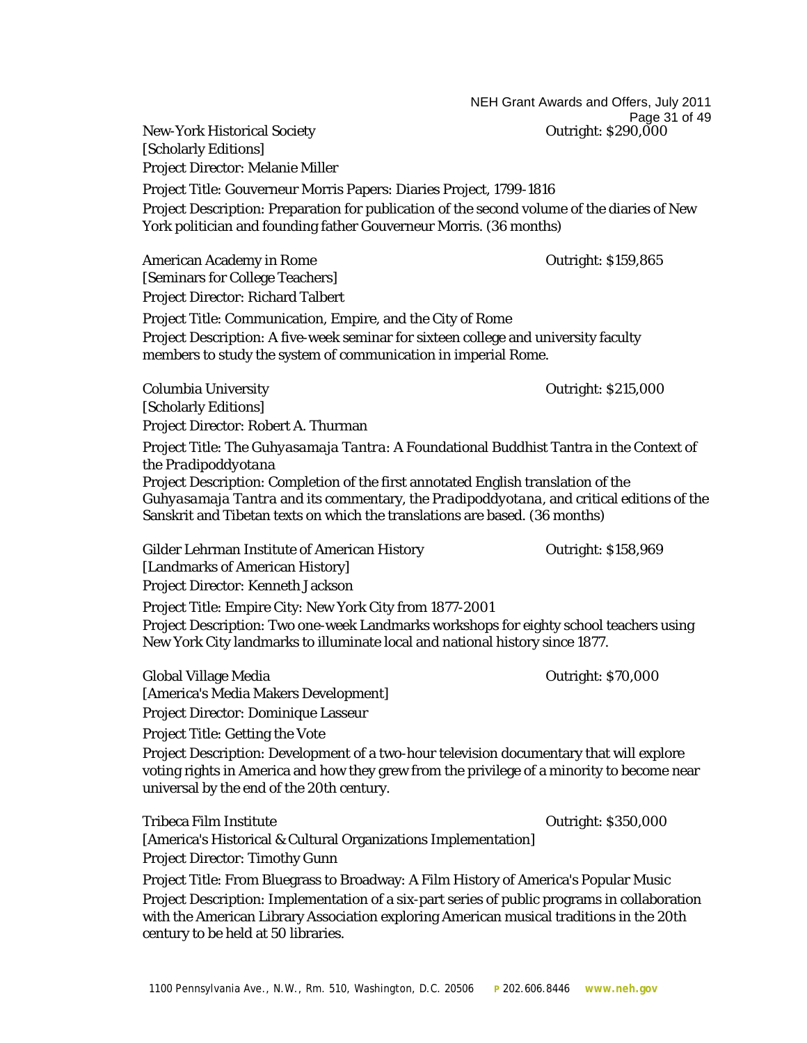New-York Historical Society Outright: $290,000

[Scholarly Editions]

Project Director: Melanie Miller

Project Title: Gouverneur Morris Papers: Diaries Project, 1799-1816

Project Description: Preparation for publication of the second volume of the diaries of New York politician and founding father Gouverneur Morris. (36 months)

American Academy in Rome Outright: $159,865

[Seminars for College Teachers]

Project Director: Richard Talbert

Project Title: Communication, Empire, and the City of Rome

Project Description: A five-week seminar for sixteen college and university faculty members to study the system of communication in imperial Rome.

Columbia University Outright: $215,000

[Scholarly Editions]

Project Director: Robert A. Thurman

Project Title: The *Guhyasamaja Tantra*: A Foundational Buddhist Tantra in the Context of the *Pradipoddyotana*

Project Description: Completion of the first annotated English translation of the *Guhyasamaja Tantra* and its commentary, the *Pradipoddyotana*, and critical editions of the Sanskrit and Tibetan texts on which the translations are based. (36 months)

Gilder Lehrman Institute of American History Outright: $158,969

[Landmarks of American History]

Project Director: Kenneth Jackson

Project Title: Empire City: New York City from 1877-2001

Project Description: Two one-week Landmarks workshops for eighty school teachers using New York City landmarks to illuminate local and national history since 1877.

Global Village Media Outright: $70,000

[America's Media Makers Development]

Project Director: Dominique Lasseur

Project Title: Getting the Vote

Project Description: Development of a two-hour television documentary that will explore voting rights in America and how they grew from the privilege of a minority to become near universal by the end of the 20th century.

Tribeca Film Institute Outright: $350,000

[America's Historical & Cultural Organizations Implementation]

Project Director: Timothy Gunn

Project Title: From Bluegrass to Broadway: A Film History of America's Popular Music

Project Description: Implementation of a six-part series of public programs in collaboration with the American Library Association exploring American musical traditions in the 20th century to be held at 50 libraries.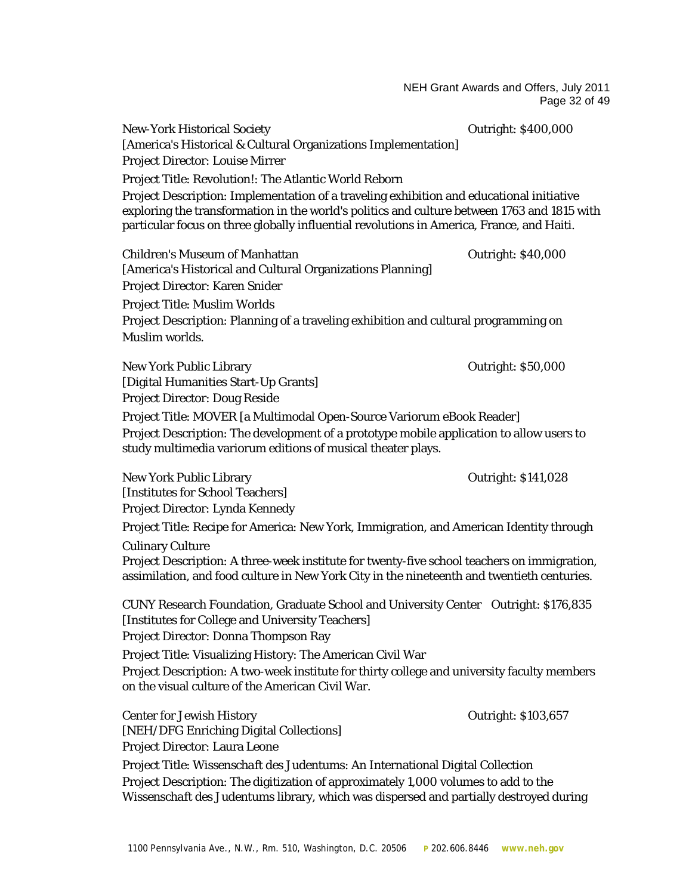New-York Historical Society Outright: $400,000
[America's Historical & Cultural Organizations Implementation]
Project Director: Louise Mirrer

Project Title: Revolution!: The Atlantic World Reborn

Project Description: Implementation of a traveling exhibition and educational initiative exploring the transformation in the world's politics and culture between 1763 and 1815 with particular focus on three globally influential revolutions in America, France, and Haiti.

Children's Museum of Manhattan Outright: $40,000
[America's Historical and Cultural Organizations Planning]
Project Director: Karen Snider

Project Title: Muslim Worlds

Project Description: Planning of a traveling exhibition and cultural programming on Muslim worlds.

New York Public Library Outright: $50,000
[Digital Humanities Start-Up Grants]
Project Director: Doug Reside

Project Title: MOVER [a Multimodal Open-Source Variorum eBook Reader]

Project Description: The development of a prototype mobile application to allow users to study multimedia variorum editions of musical theater plays.

New York Public Library Outright: $141,028
[Institutes for School Teachers]
Project Director: Lynda Kennedy

Project Title: Recipe for America: New York, Immigration, and American Identity through Culinary Culture

Project Description: A three-week institute for twenty-five school teachers on immigration, assimilation, and food culture in New York City in the nineteenth and twentieth centuries.

CUNY Research Foundation, Graduate School and University Center Outright: $176,835
[Institutes for College and University Teachers]
Project Director: Donna Thompson Ray

Project Title: Visualizing History: The American Civil War

Project Description: A two-week institute for thirty college and university faculty members on the visual culture of the American Civil War.

Center for Jewish History Outright: $103,657
[NEH/DFG Enriching Digital Collections]
Project Director: Laura Leone

Project Title: Wissenschaft des Judentums: An International Digital Collection

Project Description: The digitization of approximately 1,000 volumes to add to the Wissenschaft des Judentums library, which was dispersed and partially destroyed during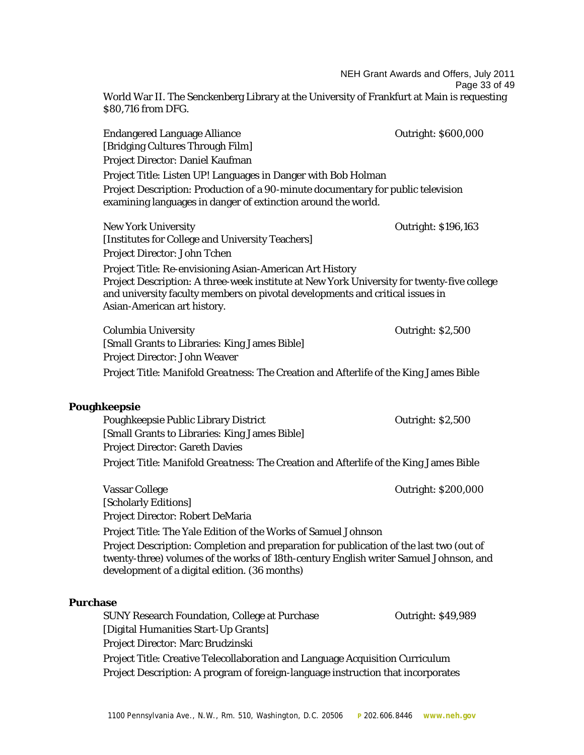World War II. The Senckenberg Library at the University of Frankfurt at Main is requesting $80,716 from DFG.

Endangered Language Alliance — Outright: $600,000
[Bridging Cultures Through Film]
Project Director: Daniel Kaufman
Project Title: Listen UP! Languages in Danger with Bob Holman
Project Description: Production of a 90-minute documentary for public television examining languages in danger of extinction around the world.

New York University — Outright: $196,163
[Institutes for College and University Teachers]
Project Director: John Tchen
Project Title: Re-envisioning Asian-American Art History
Project Description: A three-week institute at New York University for twenty-five college and university faculty members on pivotal developments and critical issues in Asian-American art history.

Columbia University — Outright: $2,500
[Small Grants to Libraries: King James Bible]
Project Director: John Weaver
Project Title: *Manifold Greatness*: The Creation and Afterlife of the King James Bible

**Poughkeepsie**

Poughkeepsie Public Library District — Outright: $2,500
[Small Grants to Libraries: King James Bible]
Project Director: Gareth Davies
Project Title: *Manifold Greatness*: The Creation and Afterlife of the King James Bible

Vassar College — Outright: $200,000
[Scholarly Editions]
Project Director: Robert DeMaria
Project Title: The Yale Edition of the Works of Samuel Johnson
Project Description: Completion and preparation for publication of the last two (out of twenty-three) volumes of the works of 18th-century English writer Samuel Johnson, and development of a digital edition. (36 months)

**Purchase**

SUNY Research Foundation, College at Purchase — Outright: $49,989
[Digital Humanities Start-Up Grants]
Project Director: Marc Brudzinski
Project Title: Creative Telecollaboration and Language Acquisition Curriculum
Project Description: A program of foreign-language instruction that incorporates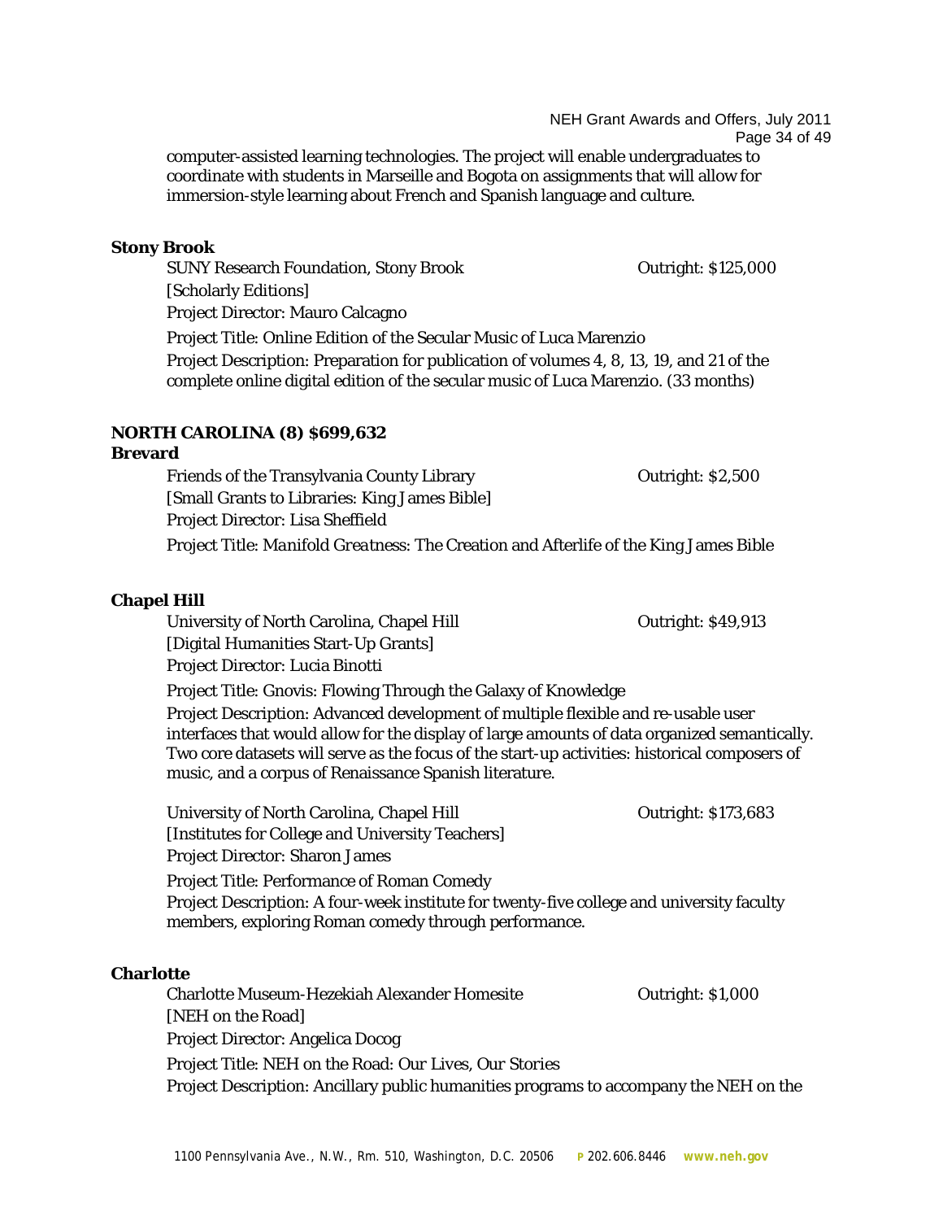computer-assisted learning technologies. The project will enable undergraduates to coordinate with students in Marseille and Bogota on assignments that will allow for immersion-style learning about French and Spanish language and culture.

**Stony Brook**

SUNY Research Foundation, Stony Brook — Outright: $125,000
[Scholarly Editions]
Project Director: Mauro Calcagno
Project Title: Online Edition of the Secular Music of Luca Marenzio
Project Description: Preparation for publication of volumes 4, 8, 13, 19, and 21 of the complete online digital edition of the secular music of Luca Marenzio. (33 months)

**NORTH CAROLINA (8) $699,632**

**Brevard**

Friends of the Transylvania County Library — Outright: $2,500
[Small Grants to Libraries: King James Bible]
Project Director: Lisa Sheffield
Project Title: *Manifold Greatness*: The Creation and Afterlife of the King James Bible

**Chapel Hill**

University of North Carolina, Chapel Hill — Outright: $49,913
[Digital Humanities Start-Up Grants]
Project Director: Lucia Binotti
Project Title: Gnovis: Flowing Through the Galaxy of Knowledge
Project Description: Advanced development of multiple flexible and re-usable user interfaces that would allow for the display of large amounts of data organized semantically. Two core datasets will serve as the focus of the start-up activities: historical composers of music, and a corpus of Renaissance Spanish literature.

University of North Carolina, Chapel Hill — Outright: $173,683
[Institutes for College and University Teachers]
Project Director: Sharon James
Project Title: Performance of Roman Comedy
Project Description: A four-week institute for twenty-five college and university faculty members, exploring Roman comedy through performance.

**Charlotte**

Charlotte Museum-Hezekiah Alexander Homesite — Outright: $1,000
[NEH on the Road]
Project Director: Angelica Docog
Project Title: NEH on the Road: *Our Lives, Our Stories*
Project Description: Ancillary public humanities programs to accompany the NEH on the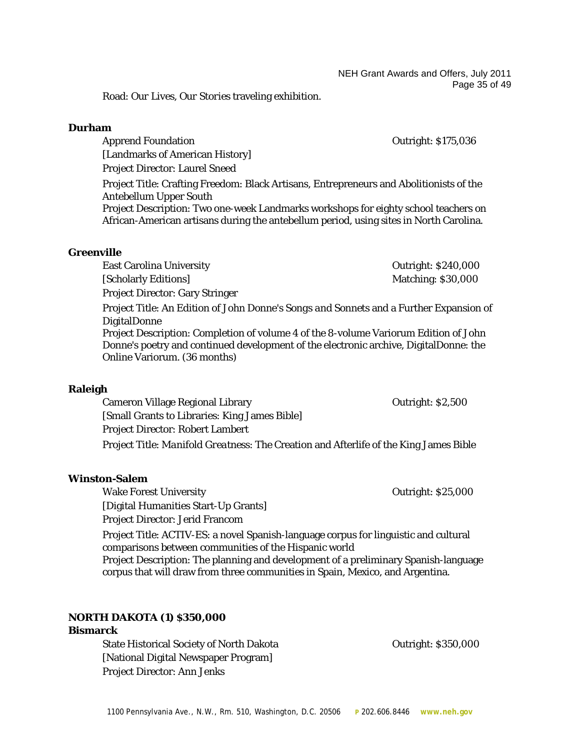Road: Our Lives, Our Stories traveling exhibition.

**Durham**

Apprend Foundation — Outright: $175,036
[Landmarks of American History]
Project Director: Laurel Sneed

Project Title: Crafting Freedom: Black Artisans, Entrepreneurs and Abolitionists of the Antebellum Upper South
Project Description: Two one-week Landmarks workshops for eighty school teachers on African-American artisans during the antebellum period, using sites in North Carolina.

**Greenville**

East Carolina University — Outright: $240,000
[Scholarly Editions] — Matching: $30,000
Project Director: Gary Stringer

Project Title: An Edition of John Donne's *Songs and Sonnets* and a Further Expansion of DigitalDonne
Project Description: Completion of volume 4 of the 8-volume Variorum Edition of John Donne's poetry and continued development of the electronic archive, DigitalDonne: the Online Variorum. (36 months)

**Raleigh**

Cameron Village Regional Library — Outright: $2,500
[Small Grants to Libraries: King James Bible]
Project Director: Robert Lambert

Project Title: *Manifold Greatness: The Creation and Afterlife of the King James Bible*

**Winston-Salem**

Wake Forest University — Outright: $25,000
[Digital Humanities Start-Up Grants]
Project Director: Jerid Francom

Project Title: ACTIV-ES: a novel Spanish-language corpus for linguistic and cultural comparisons between communities of the Hispanic world
Project Description: The planning and development of a preliminary Spanish-language corpus that will draw from three communities in Spain, Mexico, and Argentina.

**NORTH DAKOTA (1) $350,000**

**Bismarck**

State Historical Society of North Dakota — Outright: $350,000
[National Digital Newspaper Program]
Project Director: Ann Jenks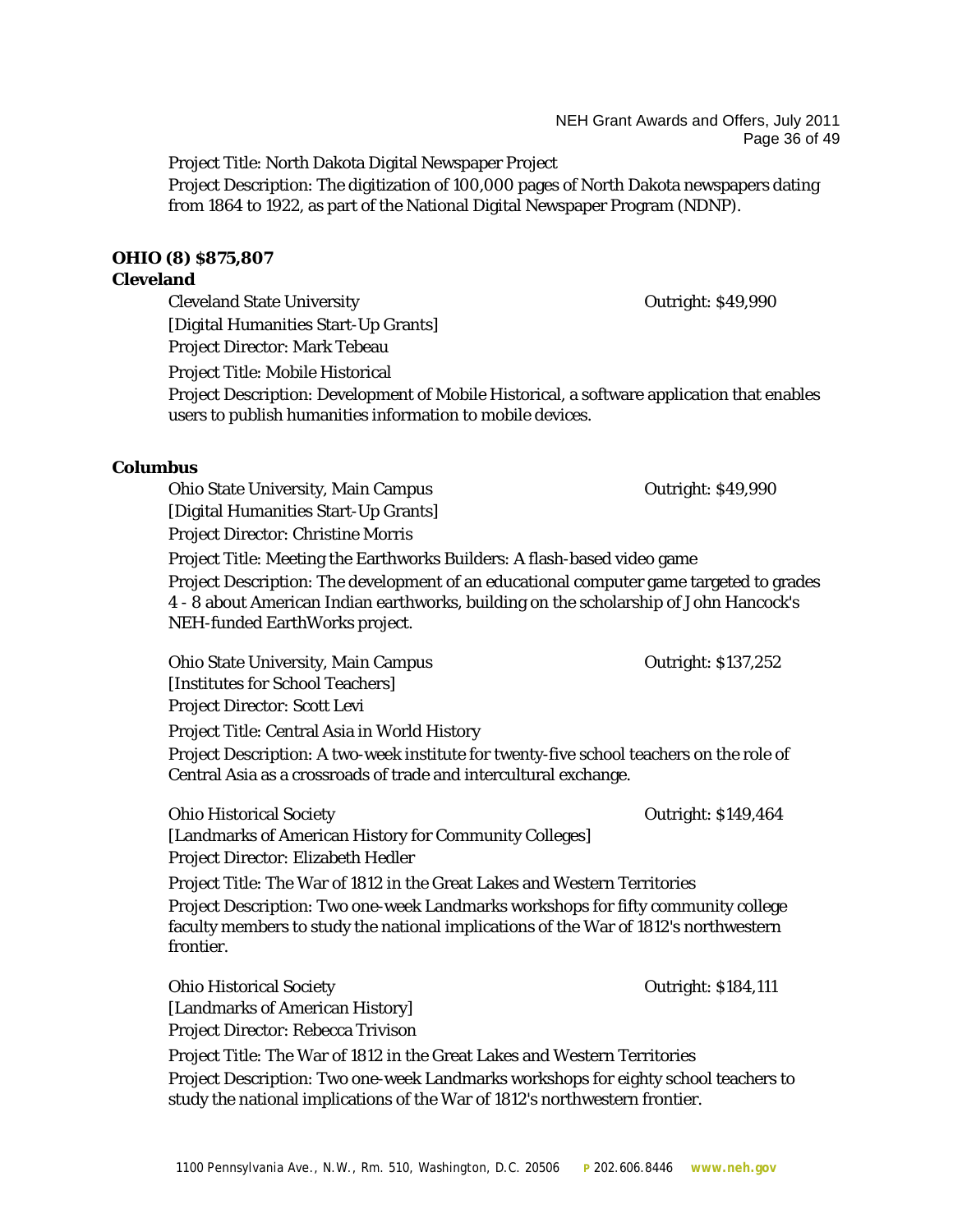Project Title: North Dakota Digital Newspaper Project

Project Description: The digitization of 100,000 pages of North Dakota newspapers dating from 1864 to 1922, as part of the National Digital Newspaper Program (NDNP).

**OHIO (8) $875,807**

**Cleveland**

Cleveland State University — Outright: $49,990

[Digital Humanities Start-Up Grants]

Project Director: Mark Tebeau

Project Title: Mobile Historical

Project Description: Development of Mobile Historical, a software application that enables users to publish humanities information to mobile devices.

**Columbus**

Ohio State University, Main Campus — Outright: $49,990

[Digital Humanities Start-Up Grants]

Project Director: Christine Morris

Project Title: Meeting the Earthworks Builders: A flash-based video game

Project Description: The development of an educational computer game targeted to grades 4 - 8 about American Indian earthworks, building on the scholarship of John Hancock's NEH-funded EarthWorks project.

Ohio State University, Main Campus — Outright: $137,252

[Institutes for School Teachers]

Project Director: Scott Levi

Project Title: Central Asia in World History

Project Description: A two-week institute for twenty-five school teachers on the role of Central Asia as a crossroads of trade and intercultural exchange.

Ohio Historical Society — Outright: $149,464

[Landmarks of American History for Community Colleges]

Project Director: Elizabeth Hedler

Project Title: The War of 1812 in the Great Lakes and Western Territories

Project Description: Two one-week Landmarks workshops for fifty community college faculty members to study the national implications of the War of 1812's northwestern frontier.

Ohio Historical Society — Outright: $184,111

[Landmarks of American History]

Project Director: Rebecca Trivison

Project Title: The War of 1812 in the Great Lakes and Western Territories

Project Description: Two one-week Landmarks workshops for eighty school teachers to study the national implications of the War of 1812's northwestern frontier.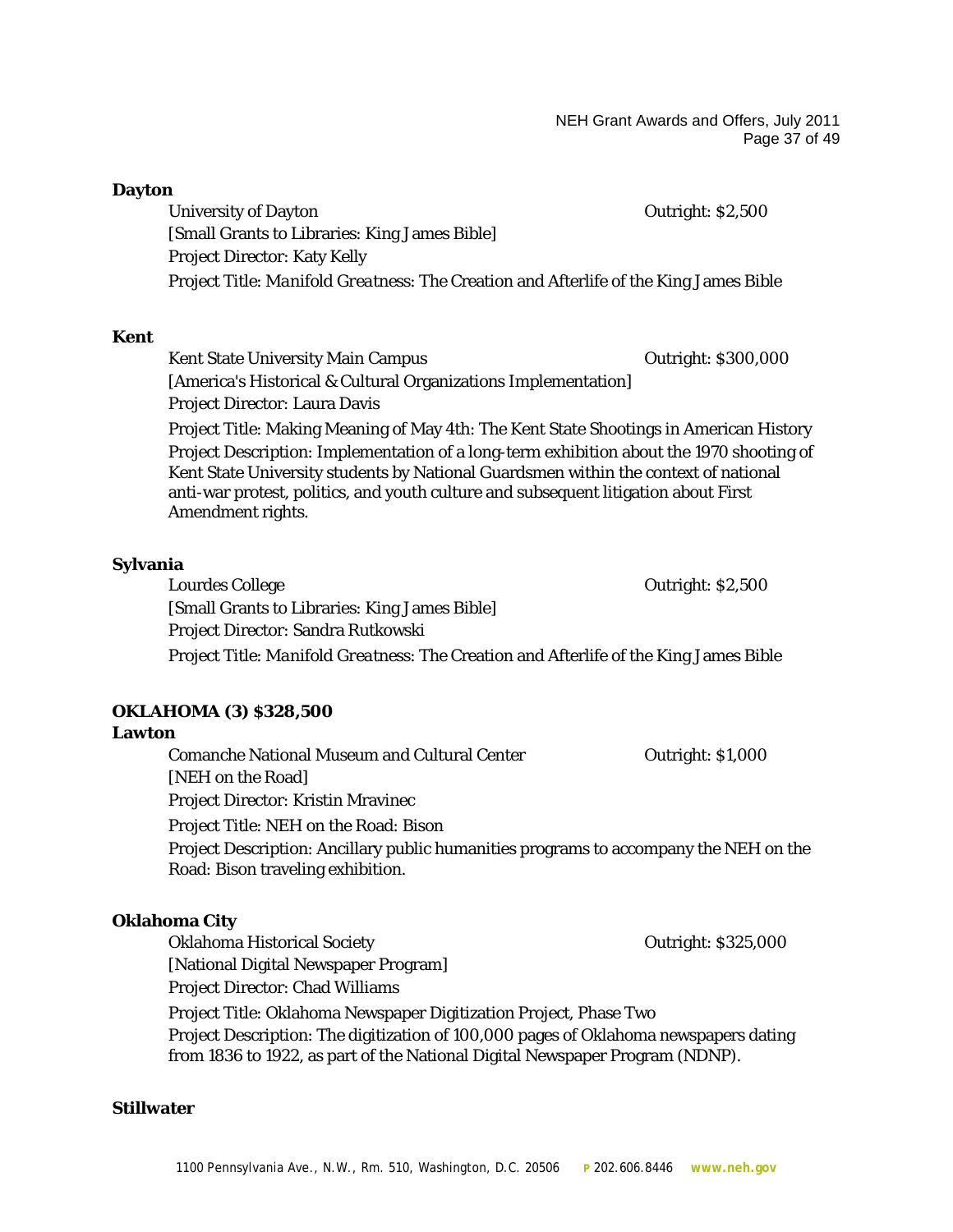**Dayton**

University of Dayton — Outright: $2,500
[Small Grants to Libraries: King James Bible]
Project Director: Katy Kelly
Project Title: *Manifold Greatness*: The Creation and Afterlife of the King James Bible

**Kent**

Kent State University Main Campus — Outright: $300,000
[America's Historical & Cultural Organizations Implementation]
Project Director: Laura Davis
Project Title: Making Meaning of May 4th: The Kent State Shootings in American History
Project Description: Implementation of a long-term exhibition about the 1970 shooting of Kent State University students by National Guardsmen within the context of national anti-war protest, politics, and youth culture and subsequent litigation about First Amendment rights.

**Sylvania**

Lourdes College — Outright: $2,500
[Small Grants to Libraries: King James Bible]
Project Director: Sandra Rutkowski
Project Title: *Manifold Greatness*: The Creation and Afterlife of the King James Bible

## OKLAHOMA (3) $328,500

**Lawton**

Comanche National Museum and Cultural Center — Outright: $1,000
[NEH on the Road]
Project Director: Kristin Mravinec
Project Title: NEH on the Road: Bison
Project Description: Ancillary public humanities programs to accompany the NEH on the Road: Bison traveling exhibition.

**Oklahoma City**

Oklahoma Historical Society — Outright: $325,000
[National Digital Newspaper Program]
Project Director: Chad Williams
Project Title: Oklahoma Newspaper Digitization Project, Phase Two
Project Description: The digitization of 100,000 pages of Oklahoma newspapers dating from 1836 to 1922, as part of the National Digital Newspaper Program (NDNP).

**Stillwater**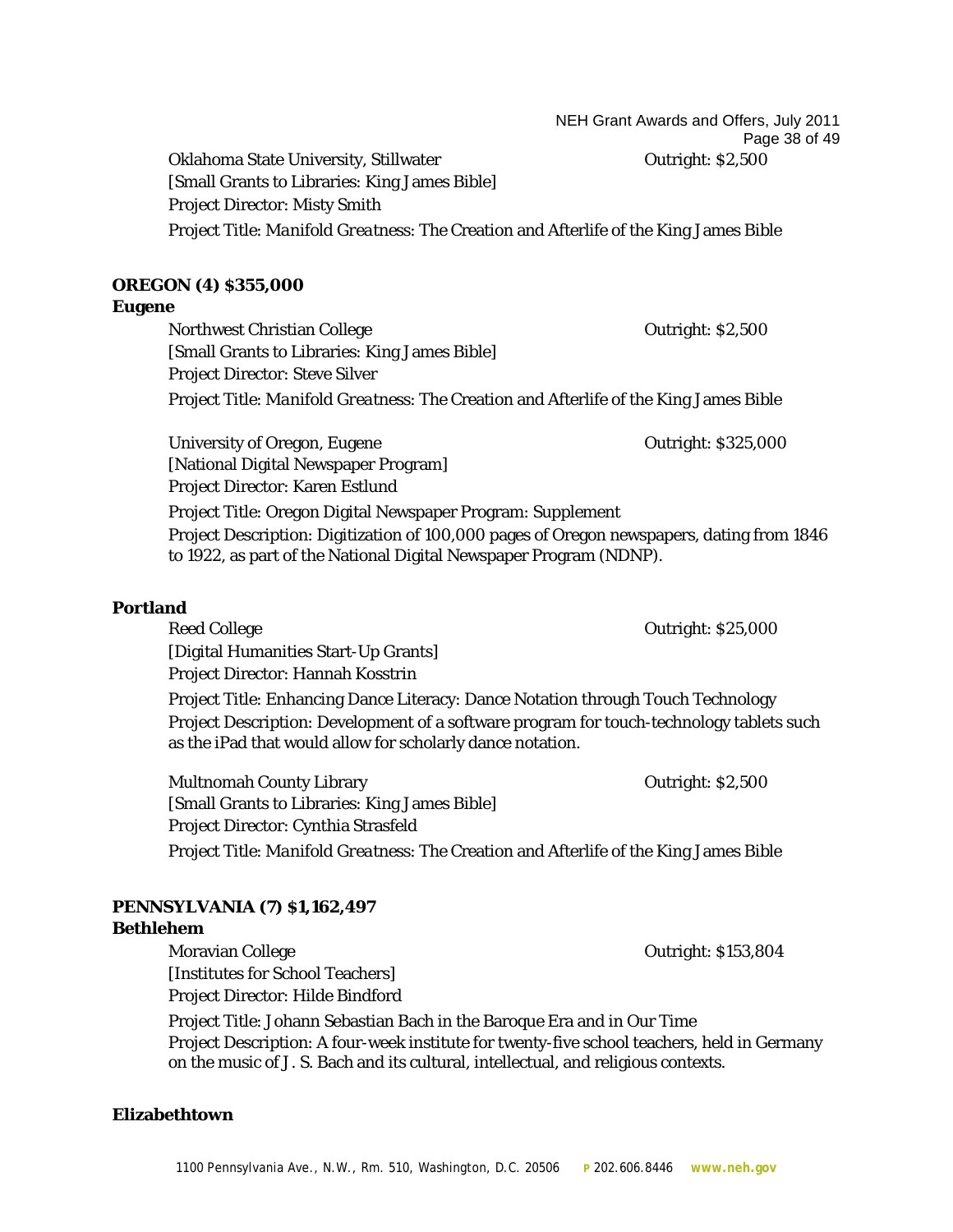Oklahoma State University, Stillwater — Outright: $2,500
[Small Grants to Libraries: King James Bible]
Project Director: Misty Smith
Project Title: *Manifold Greatness*: The Creation and Afterlife of the King James Bible

## OREGON (4) $355,000

### Eugene

Northwest Christian College — Outright: $2,500
[Small Grants to Libraries: King James Bible]
Project Director: Steve Silver
Project Title: *Manifold Greatness*: The Creation and Afterlife of the King James Bible

University of Oregon, Eugene — Outright: $325,000
[National Digital Newspaper Program]
Project Director: Karen Estlund
Project Title: Oregon Digital Newspaper Program: Supplement
Project Description: Digitization of 100,000 pages of Oregon newspapers, dating from 1846 to 1922, as part of the National Digital Newspaper Program (NDNP).

### Portland

Reed College — Outright: $25,000
[Digital Humanities Start-Up Grants]
Project Director: Hannah Kosstrin
Project Title: Enhancing Dance Literacy: Dance Notation through Touch Technology
Project Description: Development of a software program for touch-technology tablets such as the iPad that would allow for scholarly dance notation.

Multnomah County Library — Outright: $2,500
[Small Grants to Libraries: King James Bible]
Project Director: Cynthia Strasfeld
Project Title: *Manifold Greatness*: The Creation and Afterlife of the King James Bible

## PENNSYLVANIA (7) $1,162,497

### Bethlehem

Moravian College — Outright: $153,804
[Institutes for School Teachers]
Project Director: Hilde Bindford
Project Title: Johann Sebastian Bach in the Baroque Era and in Our Time
Project Description: A four-week institute for twenty-five school teachers, held in Germany on the music of J. S. Bach and its cultural, intellectual, and religious contexts.

### Elizabethtown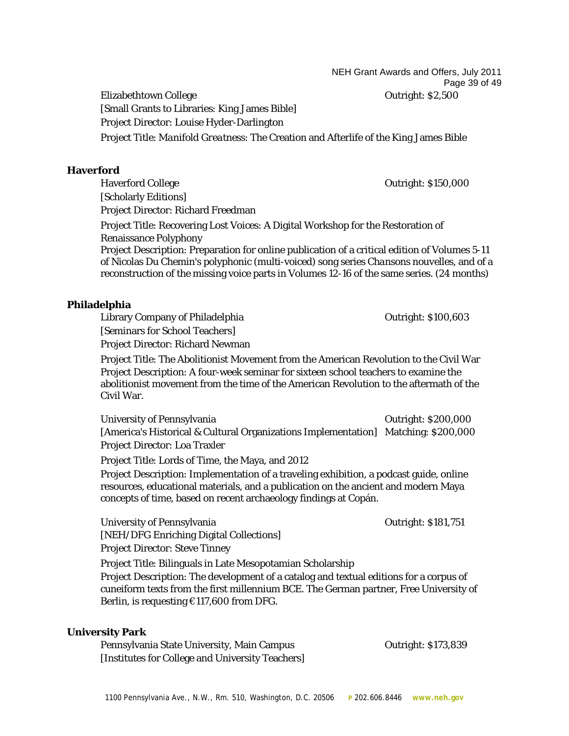Elizabethtown College Outright: $2,500

[Small Grants to Libraries: King James Bible]

Project Director: Louise Hyder-Darlington

Project Title: *Manifold Greatness: The Creation and Afterlife of the King James Bible*

**Haverford**

Haverford College Outright: $150,000

[Scholarly Editions]

Project Director: Richard Freedman

Project Title: Recovering Lost Voices: A Digital Workshop for the Restoration of Renaissance Polyphony

Project Description: Preparation for online publication of a critical edition of Volumes 5-11 of Nicolas Du Chemin's polyphonic (multi-voiced) song series *Chansons nouvelles*, and of a reconstruction of the missing voice parts in Volumes 12-16 of the same series. (24 months)

**Philadelphia**

Library Company of Philadelphia Outright: $100,603

[Seminars for School Teachers]

Project Director: Richard Newman

Project Title: The Abolitionist Movement from the American Revolution to the Civil War

Project Description: A four-week seminar for sixteen school teachers to examine the abolitionist movement from the time of the American Revolution to the aftermath of the Civil War.

University of Pennsylvania Outright: $200,000

[America's Historical & Cultural Organizations Implementation] Matching: $200,000

Project Director: Loa Traxler

Project Title: Lords of Time, the Maya, and 2012

Project Description: Implementation of a traveling exhibition, a podcast guide, online resources, educational materials, and a publication on the ancient and modern Maya concepts of time, based on recent archaeology findings at Copán.

University of Pennsylvania Outright: $181,751

[NEH/DFG Enriching Digital Collections]

Project Director: Steve Tinney

Project Title: Bilinguals in Late Mesopotamian Scholarship

Project Description: The development of a catalog and textual editions for a corpus of cuneiform texts from the first millennium BCE. The German partner, Free University of Berlin, is requesting €117,600 from DFG.

**University Park**

Pennsylvania State University, Main Campus Outright: $173,839

[Institutes for College and University Teachers]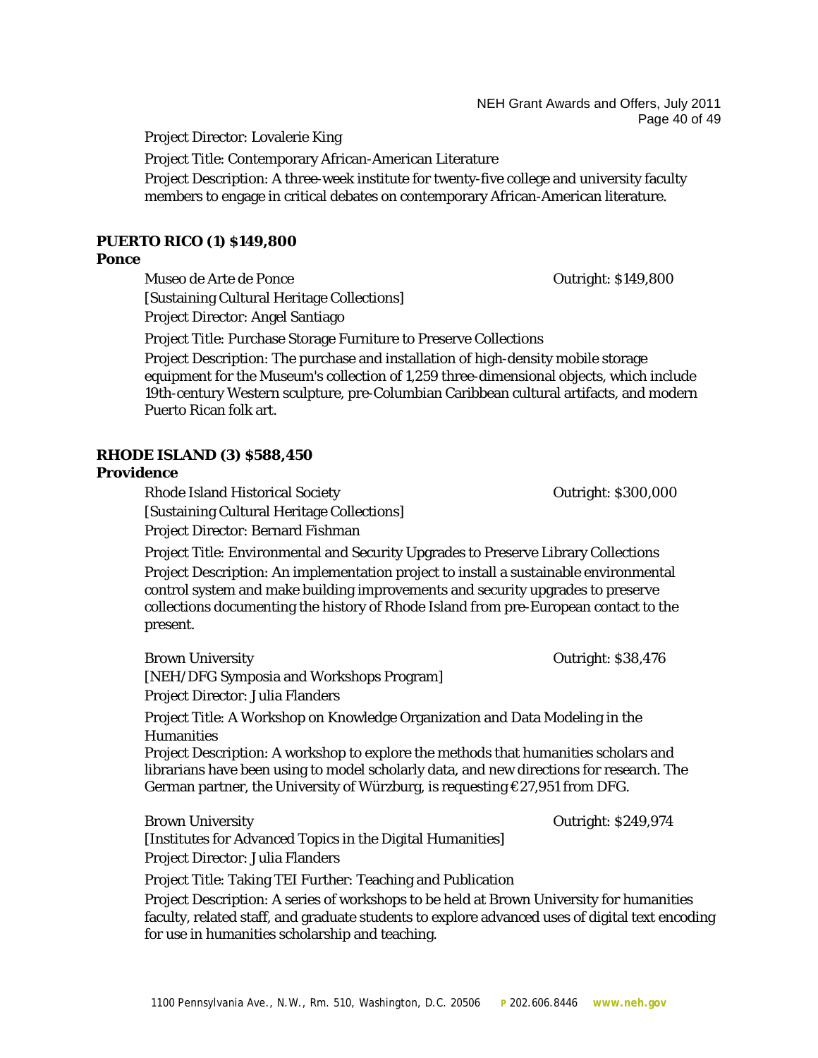Project Director: Lovalerie King

Project Title: Contemporary African-American Literature

Project Description: A three-week institute for twenty-five college and university faculty members to engage in critical debates on contemporary African-American literature.

**PUERTO RICO (1) $149,800**

**Ponce**

Museo de Arte de Ponce — Outright: $149,800

[Sustaining Cultural Heritage Collections]

Project Director: Angel Santiago

Project Title: Purchase Storage Furniture to Preserve Collections

Project Description: The purchase and installation of high-density mobile storage equipment for the Museum's collection of 1,259 three-dimensional objects, which include 19th-century Western sculpture, pre-Columbian Caribbean cultural artifacts, and modern Puerto Rican folk art.

**RHODE ISLAND (3) $588,450**

**Providence**

Rhode Island Historical Society — Outright: $300,000

[Sustaining Cultural Heritage Collections]

Project Director: Bernard Fishman

Project Title: Environmental and Security Upgrades to Preserve Library Collections

Project Description: An implementation project to install a sustainable environmental control system and make building improvements and security upgrades to preserve collections documenting the history of Rhode Island from pre-European contact to the present.

Brown University — Outright: $38,476

[NEH/DFG Symposia and Workshops Program]

Project Director: Julia Flanders

Project Title: A Workshop on Knowledge Organization and Data Modeling in the Humanities

Project Description: A workshop to explore the methods that humanities scholars and librarians have been using to model scholarly data, and new directions for research. The German partner, the University of Würzburg, is requesting €27,951 from DFG.

Brown University — Outright: $249,974

[Institutes for Advanced Topics in the Digital Humanities]

Project Director: Julia Flanders

Project Title: Taking TEI Further: Teaching and Publication

Project Description: A series of workshops to be held at Brown University for humanities faculty, related staff, and graduate students to explore advanced uses of digital text encoding for use in humanities scholarship and teaching.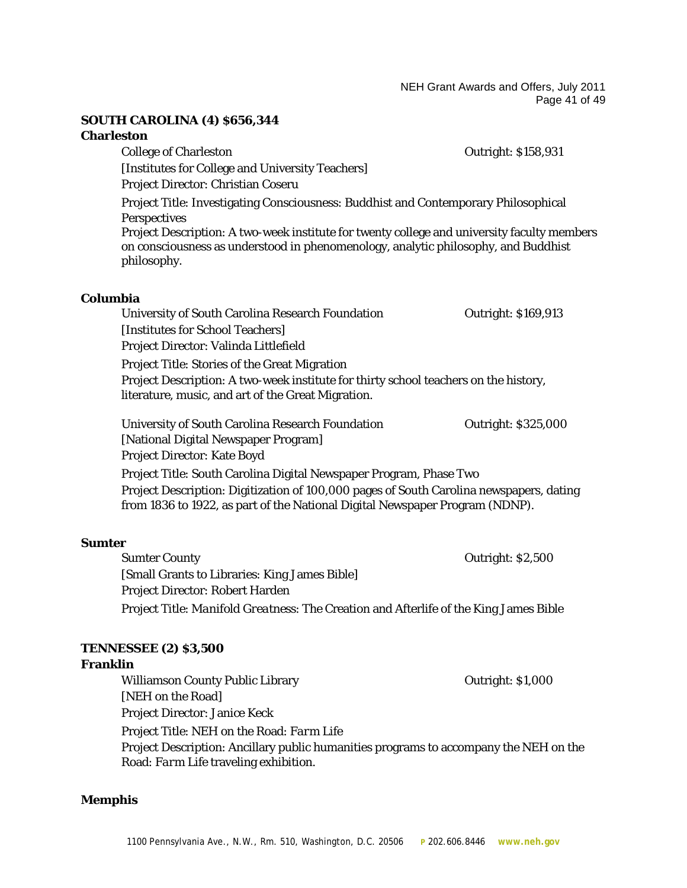**SOUTH CAROLINA (4) $656,344**

**Charleston**

College of Charleston — Outright: $158,931

[Institutes for College and University Teachers]

Project Director: Christian Coseru

Project Title: Investigating Consciousness: Buddhist and Contemporary Philosophical Perspectives

Project Description: A two-week institute for twenty college and university faculty members on consciousness as understood in phenomenology, analytic philosophy, and Buddhist philosophy.

**Columbia**

University of South Carolina Research Foundation — Outright: $169,913

[Institutes for School Teachers]

Project Director: Valinda Littlefield

Project Title: Stories of the Great Migration

Project Description: A two-week institute for thirty school teachers on the history, literature, music, and art of the Great Migration.

University of South Carolina Research Foundation — Outright: $325,000

[National Digital Newspaper Program]

Project Director: Kate Boyd

Project Title: South Carolina Digital Newspaper Program, Phase Two

Project Description: Digitization of 100,000 pages of South Carolina newspapers, dating from 1836 to 1922, as part of the National Digital Newspaper Program (NDNP).

**Sumter**

Sumter County — Outright: $2,500

[Small Grants to Libraries: King James Bible]

Project Director: Robert Harden

Project Title: *Manifold Greatness: The Creation and Afterlife of the King James Bible*

**TENNESSEE (2) $3,500**

**Franklin**

Williamson County Public Library — Outright: $1,000

[NEH on the Road]

Project Director: Janice Keck

Project Title: NEH on the Road: *Farm Life*

Project Description: Ancillary public humanities programs to accompany the NEH on the Road: *Farm Life* traveling exhibition.

**Memphis**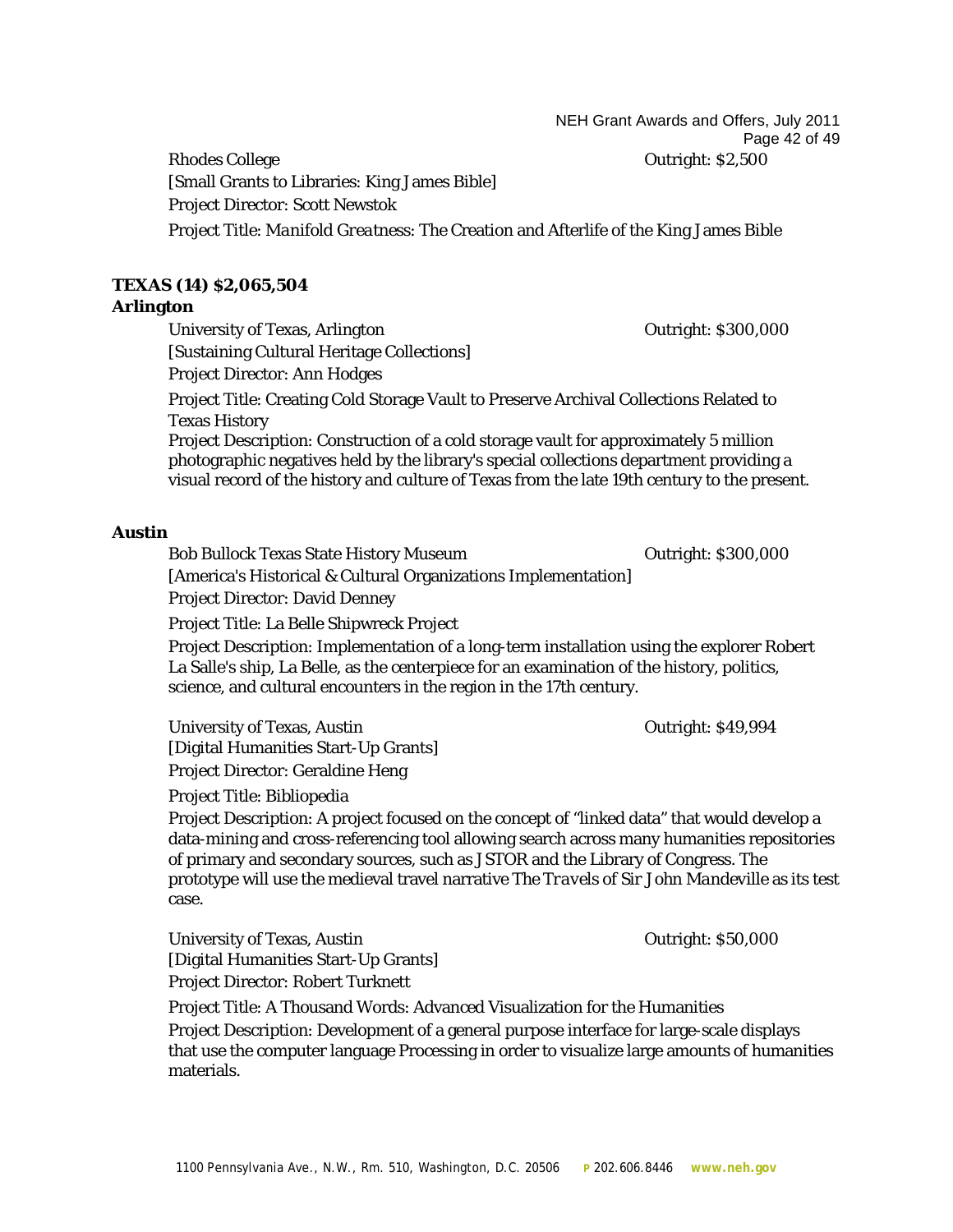Rhodes College — Outright: $2,500
[Small Grants to Libraries: King James Bible]
Project Director: Scott Newstok
Project Title: *Manifold Greatness: The Creation and Afterlife of the King James Bible*

**TEXAS (14) $2,065,504**

**Arlington**

University of Texas, Arlington — Outright: $300,000
[Sustaining Cultural Heritage Collections]
Project Director: Ann Hodges
Project Title: Creating Cold Storage Vault to Preserve Archival Collections Related to Texas History
Project Description: Construction of a cold storage vault for approximately 5 million photographic negatives held by the library's special collections department providing a visual record of the history and culture of Texas from the late 19th century to the present.

**Austin**

Bob Bullock Texas State History Museum — Outright: $300,000
[America's Historical & Cultural Organizations Implementation]
Project Director: David Denney
Project Title: La Belle Shipwreck Project
Project Description: Implementation of a long-term installation using the explorer Robert La Salle's ship, La Belle, as the centerpiece for an examination of the history, politics, science, and cultural encounters in the region in the 17th century.

University of Texas, Austin — Outright: $49,994
[Digital Humanities Start-Up Grants]
Project Director: Geraldine Heng
Project Title: Bibliopedia
Project Description: A project focused on the concept of "linked data" that would develop a data-mining and cross-referencing tool allowing search across many humanities repositories of primary and secondary sources, such as JSTOR and the Library of Congress. The prototype will use the medieval travel narrative *The Travels of Sir John Mandeville* as its test case.

University of Texas, Austin — Outright: $50,000
[Digital Humanities Start-Up Grants]
Project Director: Robert Turknett
Project Title: A Thousand Words: Advanced Visualization for the Humanities
Project Description: Development of a general purpose interface for large-scale displays that use the computer language Processing in order to visualize large amounts of humanities materials.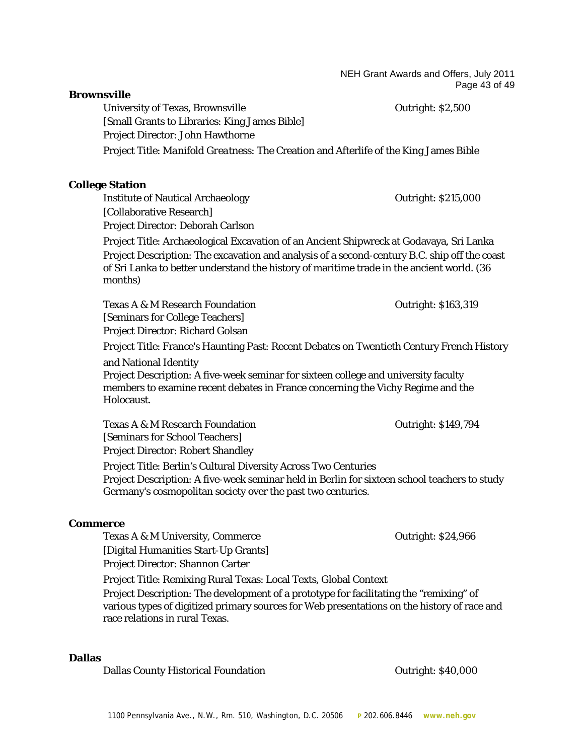**Brownsville**

University of Texas, Brownsville — Outright: $2,500
[Small Grants to Libraries: King James Bible]
Project Director: John Hawthorne
Project Title: *Manifold Greatness*: The Creation and Afterlife of the King James Bible

**College Station**

Institute of Nautical Archaeology — Outright: $215,000
[Collaborative Research]
Project Director: Deborah Carlson
Project Title: Archaeological Excavation of an Ancient Shipwreck at Godavaya, Sri Lanka
Project Description: The excavation and analysis of a second-century B.C. ship off the coast of Sri Lanka to better understand the history of maritime trade in the ancient world. (36 months)

Texas A & M Research Foundation — Outright: $163,319
[Seminars for College Teachers]
Project Director: Richard Golsan
Project Title: France's Haunting Past: Recent Debates on Twentieth Century French History and National Identity
Project Description: A five-week seminar for sixteen college and university faculty members to examine recent debates in France concerning the Vichy Regime and the Holocaust.

Texas A & M Research Foundation — Outright: $149,794
[Seminars for School Teachers]
Project Director: Robert Shandley
Project Title: Berlin's Cultural Diversity Across Two Centuries
Project Description: A five-week seminar held in Berlin for sixteen school teachers to study Germany's cosmopolitan society over the past two centuries.

**Commerce**

Texas A & M University, Commerce — Outright: $24,966
[Digital Humanities Start-Up Grants]
Project Director: Shannon Carter
Project Title: Remixing Rural Texas: Local Texts, Global Context
Project Description: The development of a prototype for facilitating the "remixing" of various types of digitized primary sources for Web presentations on the history of race and race relations in rural Texas.

**Dallas**

Dallas County Historical Foundation — Outright: $40,000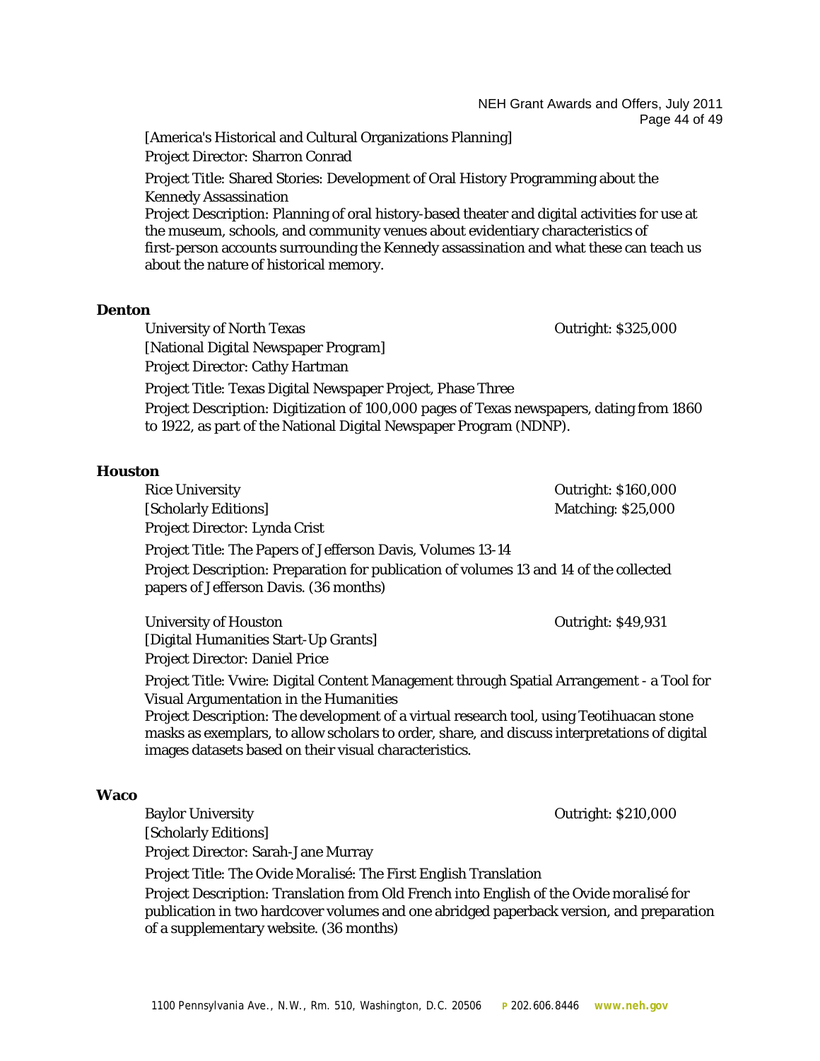[America's Historical and Cultural Organizations Planning]

Project Director: Sharron Conrad

Project Title: Shared Stories: Development of Oral History Programming about the Kennedy Assassination

Project Description: Planning of oral history-based theater and digital activities for use at the museum, schools, and community venues about evidentiary characteristics of first-person accounts surrounding the Kennedy assassination and what these can teach us about the nature of historical memory.

**Denton**

University of North Texas — Outright: $325,000

[National Digital Newspaper Program]

Project Director: Cathy Hartman

Project Title: Texas Digital Newspaper Project, Phase Three

Project Description: Digitization of 100,000 pages of Texas newspapers, dating from 1860 to 1922, as part of the National Digital Newspaper Program (NDNP).

**Houston**

Rice University — Outright: $160,000

[Scholarly Editions] — Matching: $25,000

Project Director: Lynda Crist

Project Title: The Papers of Jefferson Davis, Volumes 13-14

Project Description: Preparation for publication of volumes 13 and 14 of the collected papers of Jefferson Davis. (36 months)

University of Houston — Outright: $49,931

[Digital Humanities Start-Up Grants]

Project Director: Daniel Price

Project Title: Vwire: Digital Content Management through Spatial Arrangement - a Tool for Visual Argumentation in the Humanities

Project Description: The development of a virtual research tool, using Teotihuacan stone masks as exemplars, to allow scholars to order, share, and discuss interpretations of digital images datasets based on their visual characteristics.

**Waco**

Baylor University — Outright: $210,000

[Scholarly Editions]

Project Director: Sarah-Jane Murray

Project Title: The *Ovide Moralisé*: The First English Translation

Project Description: Translation from Old French into English of the *Ovide moralisé* for publication in two hardcover volumes and one abridged paperback version, and preparation of a supplementary website. (36 months)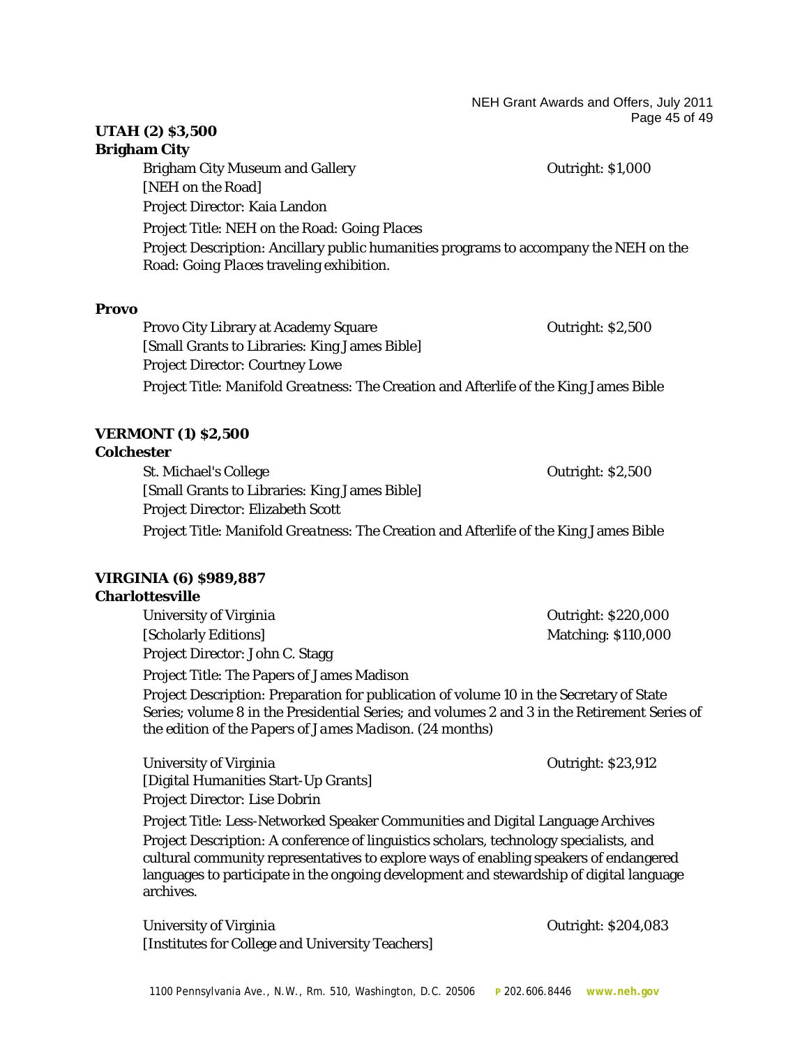**UTAH (2) $3,500**

**Brigham City**

Brigham City Museum and Gallery — Outright: $1,000
[NEH on the Road]
Project Director: Kaia Landon
Project Title: NEH on the Road: *Going Places*
Project Description: Ancillary public humanities programs to accompany the NEH on the Road: *Going Places* traveling exhibition.

**Provo**

Provo City Library at Academy Square — Outright: $2,500
[Small Grants to Libraries: King James Bible]
Project Director: Courtney Lowe
Project Title: *Manifold Greatness: The Creation and Afterlife of the King James Bible*

**VERMONT (1) $2,500**

**Colchester**

St. Michael's College — Outright: $2,500
[Small Grants to Libraries: King James Bible]
Project Director: Elizabeth Scott
Project Title: *Manifold Greatness: The Creation and Afterlife of the King James Bible*

**VIRGINIA (6) $989,887**

**Charlottesville**

University of Virginia — Outright: $220,000
[Scholarly Editions] — Matching: $110,000
Project Director: John C. Stagg
Project Title: The Papers of James Madison
Project Description: Preparation for publication of volume 10 in the Secretary of State Series; volume 8 in the Presidential Series; and volumes 2 and 3 in the Retirement Series of the edition of the *Papers of James Madison*. (24 months)

University of Virginia — Outright: $23,912
[Digital Humanities Start-Up Grants]
Project Director: Lise Dobrin
Project Title: Less-Networked Speaker Communities and Digital Language Archives
Project Description: A conference of linguistics scholars, technology specialists, and cultural community representatives to explore ways of enabling speakers of endangered languages to participate in the ongoing development and stewardship of digital language archives.

University of Virginia — Outright: $204,083
[Institutes for College and University Teachers]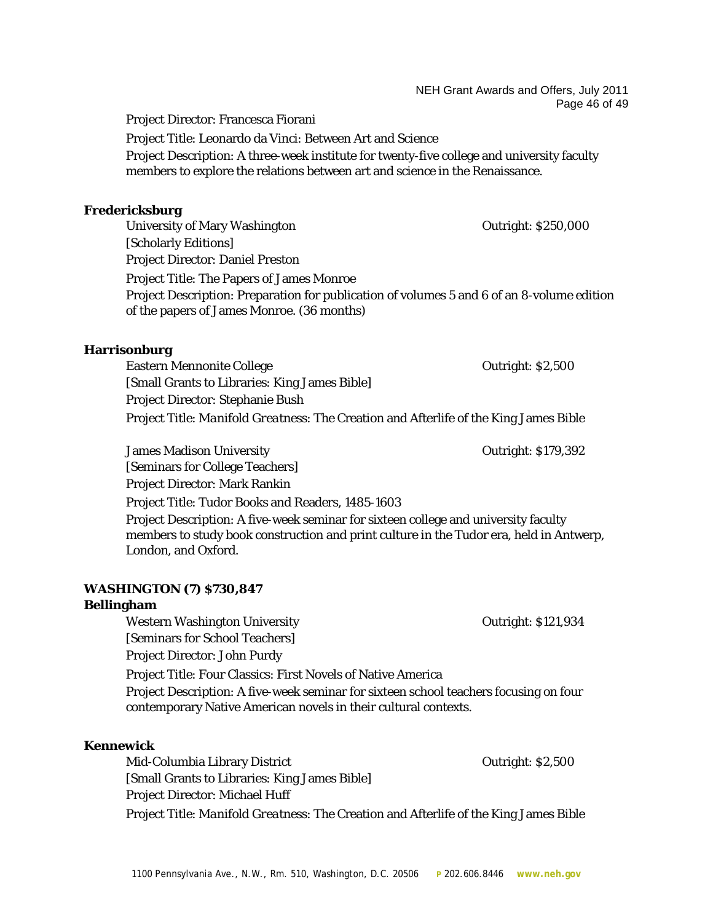Project Director: Francesca Fiorani

Project Title: Leonardo da Vinci: Between Art and Science

Project Description: A three-week institute for twenty-five college and university faculty members to explore the relations between art and science in the Renaissance.

**Fredericksburg**

University of Mary Washington — Outright: $250,000

[Scholarly Editions]

Project Director: Daniel Preston

Project Title: The Papers of James Monroe

Project Description: Preparation for publication of volumes 5 and 6 of an 8-volume edition of the papers of James Monroe. (36 months)

**Harrisonburg**

Eastern Mennonite College — Outright: $2,500

[Small Grants to Libraries: King James Bible]

Project Director: Stephanie Bush

Project Title: *Manifold Greatness*: The Creation and Afterlife of the King James Bible

James Madison University — Outright: $179,392

[Seminars for College Teachers]

Project Director: Mark Rankin

Project Title: Tudor Books and Readers, 1485-1603

Project Description: A five-week seminar for sixteen college and university faculty members to study book construction and print culture in the Tudor era, held in Antwerp, London, and Oxford.

**WASHINGTON (7) $730,847**

**Bellingham**

Western Washington University — Outright: $121,934

[Seminars for School Teachers]

Project Director: John Purdy

Project Title: Four Classics: First Novels of Native America

Project Description: A five-week seminar for sixteen school teachers focusing on four contemporary Native American novels in their cultural contexts.

**Kennewick**

Mid-Columbia Library District — Outright: $2,500

[Small Grants to Libraries: King James Bible]

Project Director: Michael Huff

Project Title: *Manifold Greatness*: The Creation and Afterlife of the King James Bible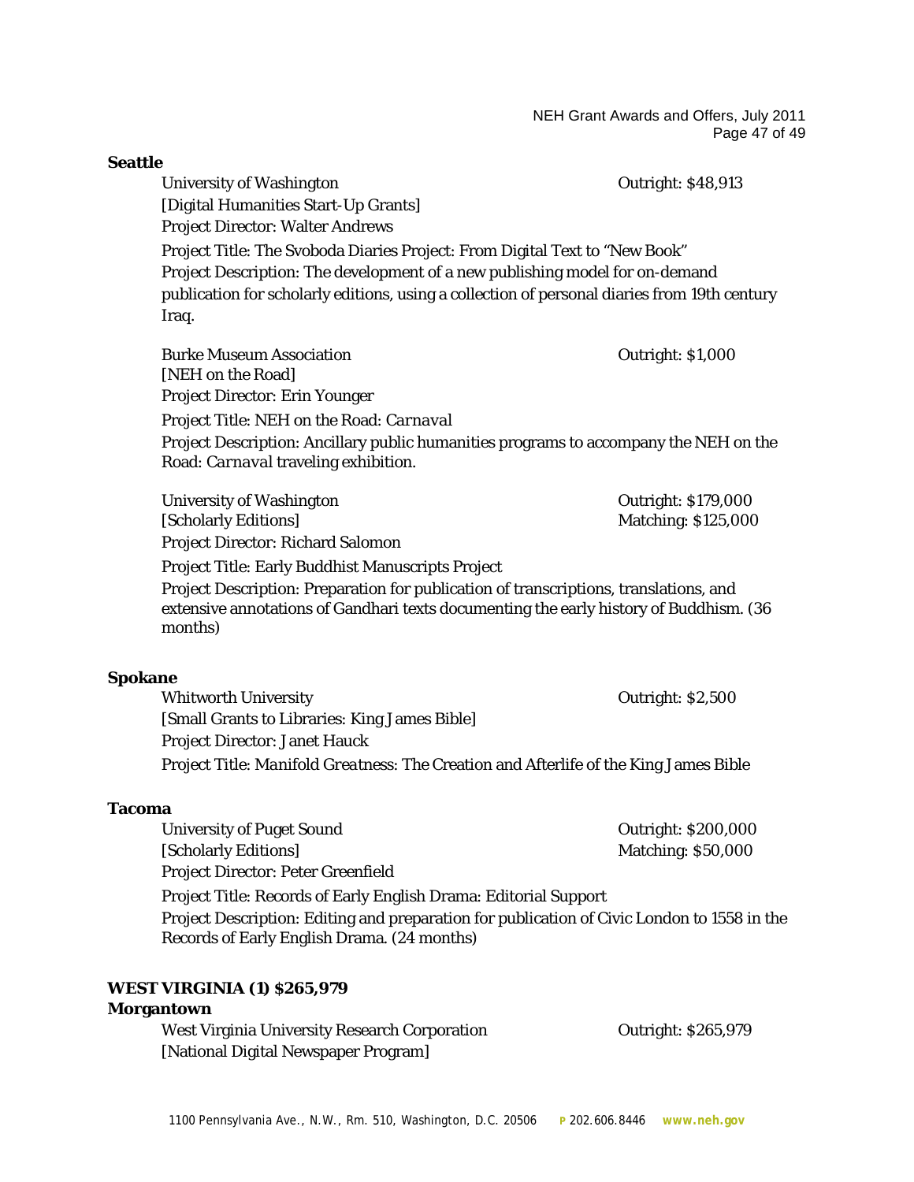**Seattle**

University of Washington — Outright: $48,913
[Digital Humanities Start-Up Grants]
Project Director: Walter Andrews
Project Title: The Svoboda Diaries Project: From Digital Text to "New Book"
Project Description: The development of a new publishing model for on-demand publication for scholarly editions, using a collection of personal diaries from 19th century Iraq.

Burke Museum Association — Outright: $1,000
[NEH on the Road]
Project Director: Erin Younger
Project Title: NEH on the Road: *Carnaval*
Project Description: Ancillary public humanities programs to accompany the NEH on the Road: *Carnaval* traveling exhibition.

University of Washington — Outright: $179,000
[Scholarly Editions] — Matching: $125,000
Project Director: Richard Salomon
Project Title: Early Buddhist Manuscripts Project
Project Description: Preparation for publication of transcriptions, translations, and extensive annotations of Gandhari texts documenting the early history of Buddhism. (36 months)

**Spokane**

Whitworth University — Outright: $2,500
[Small Grants to Libraries: King James Bible]
Project Director: Janet Hauck
Project Title: *Manifold Greatness*: The Creation and Afterlife of the King James Bible

**Tacoma**

University of Puget Sound — Outright: $200,000
[Scholarly Editions] — Matching: $50,000
Project Director: Peter Greenfield
Project Title: Records of Early English Drama: Editorial Support
Project Description: Editing and preparation for publication of Civic London to 1558 in the Records of Early English Drama. (24 months)

**WEST VIRGINIA (1) $265,979**

**Morgantown**

West Virginia University Research Corporation — Outright: $265,979
[National Digital Newspaper Program]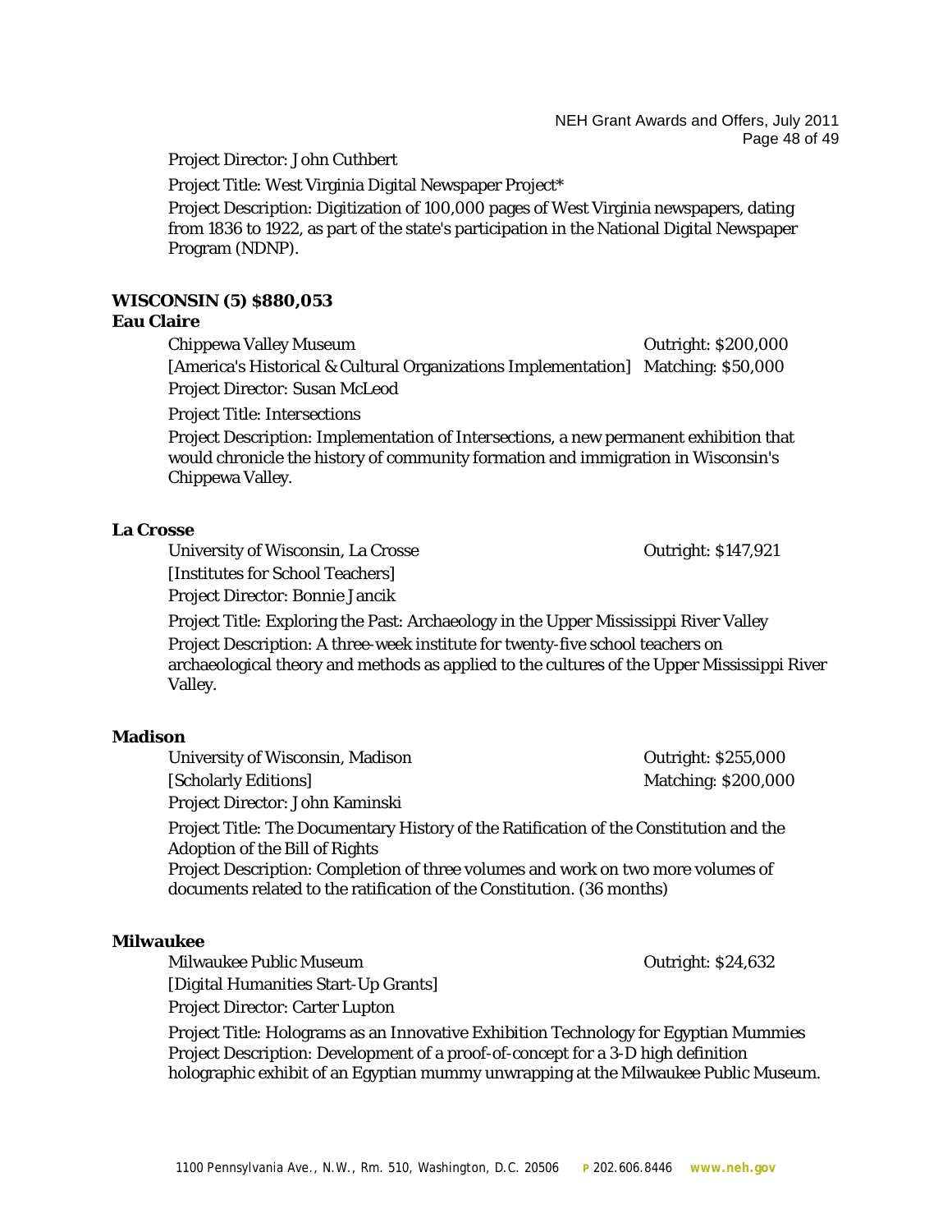Project Director: John Cuthbert

Project Title: West Virginia Digital Newspaper Project*

Project Description: Digitization of 100,000 pages of West Virginia newspapers, dating from 1836 to 1922, as part of the state's participation in the National Digital Newspaper Program (NDNP).

**WISCONSIN (5) $880,053**

**Eau Claire**

Chippewa Valley Museum — Outright: $200,000

[America's Historical & Cultural Organizations Implementation] — Matching: $50,000

Project Director: Susan McLeod

Project Title: Intersections

Project Description: Implementation of Intersections, a new permanent exhibition that would chronicle the history of community formation and immigration in Wisconsin's Chippewa Valley.

**La Crosse**

University of Wisconsin, La Crosse — Outright: $147,921

[Institutes for School Teachers]

Project Director: Bonnie Jancik

Project Title: Exploring the Past: Archaeology in the Upper Mississippi River Valley

Project Description: A three-week institute for twenty-five school teachers on archaeological theory and methods as applied to the cultures of the Upper Mississippi River Valley.

**Madison**

University of Wisconsin, Madison — Outright: $255,000

[Scholarly Editions] — Matching: $200,000

Project Director: John Kaminski

Project Title: The Documentary History of the Ratification of the Constitution and the Adoption of the Bill of Rights

Project Description: Completion of three volumes and work on two more volumes of documents related to the ratification of the Constitution. (36 months)

**Milwaukee**

Milwaukee Public Museum — Outright: $24,632

[Digital Humanities Start-Up Grants]

Project Director: Carter Lupton

Project Title: Holograms as an Innovative Exhibition Technology for Egyptian Mummies

Project Description: Development of a proof-of-concept for a 3-D high definition holographic exhibit of an Egyptian mummy unwrapping at the Milwaukee Public Museum.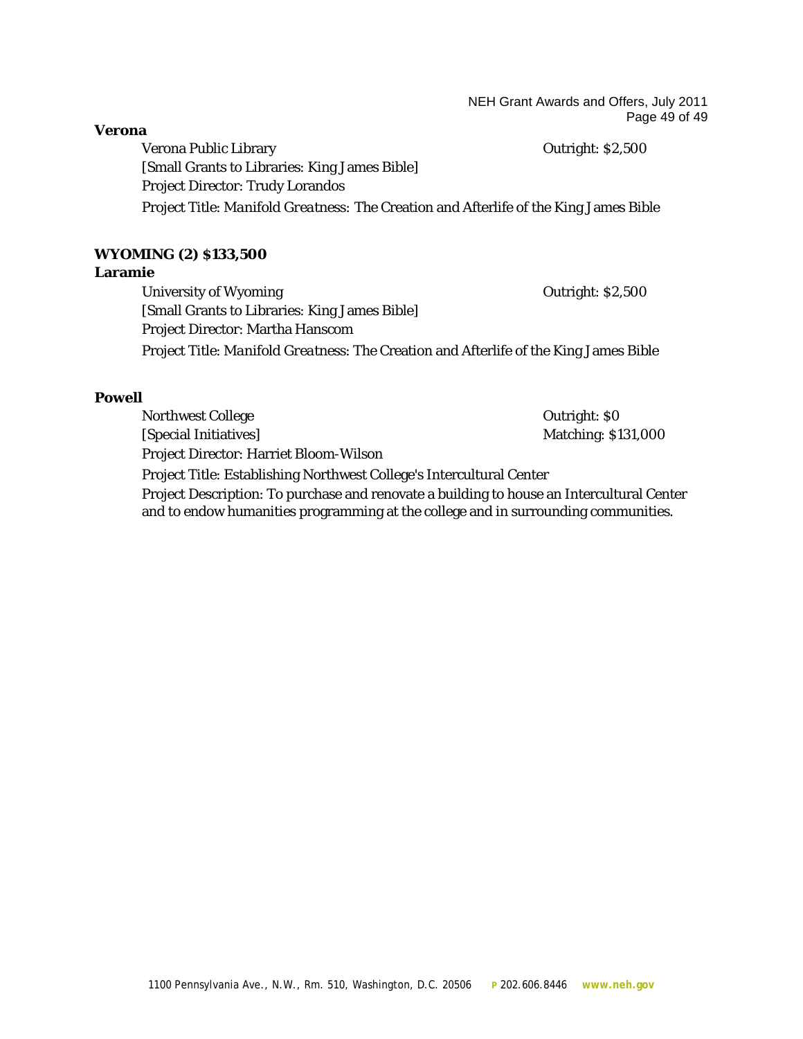**Verona**

Verona Public Library — Outright: $2,500
[Small Grants to Libraries: King James Bible]
Project Director: Trudy Lorandos
Project Title: *Manifold Greatness:* The Creation and Afterlife of the King James Bible

**WYOMING (2) $133,500**

**Laramie**

University of Wyoming — Outright: $2,500
[Small Grants to Libraries: King James Bible]
Project Director: Martha Hanscom
Project Title: *Manifold Greatness*: The Creation and Afterlife of the King James Bible

**Powell**

Northwest College — Outright: $0
[Special Initiatives] — Matching: $131,000
Project Director: Harriet Bloom-Wilson
Project Title: Establishing Northwest College's Intercultural Center
Project Description: To purchase and renovate a building to house an Intercultural Center and to endow humanities programming at the college and in surrounding communities.